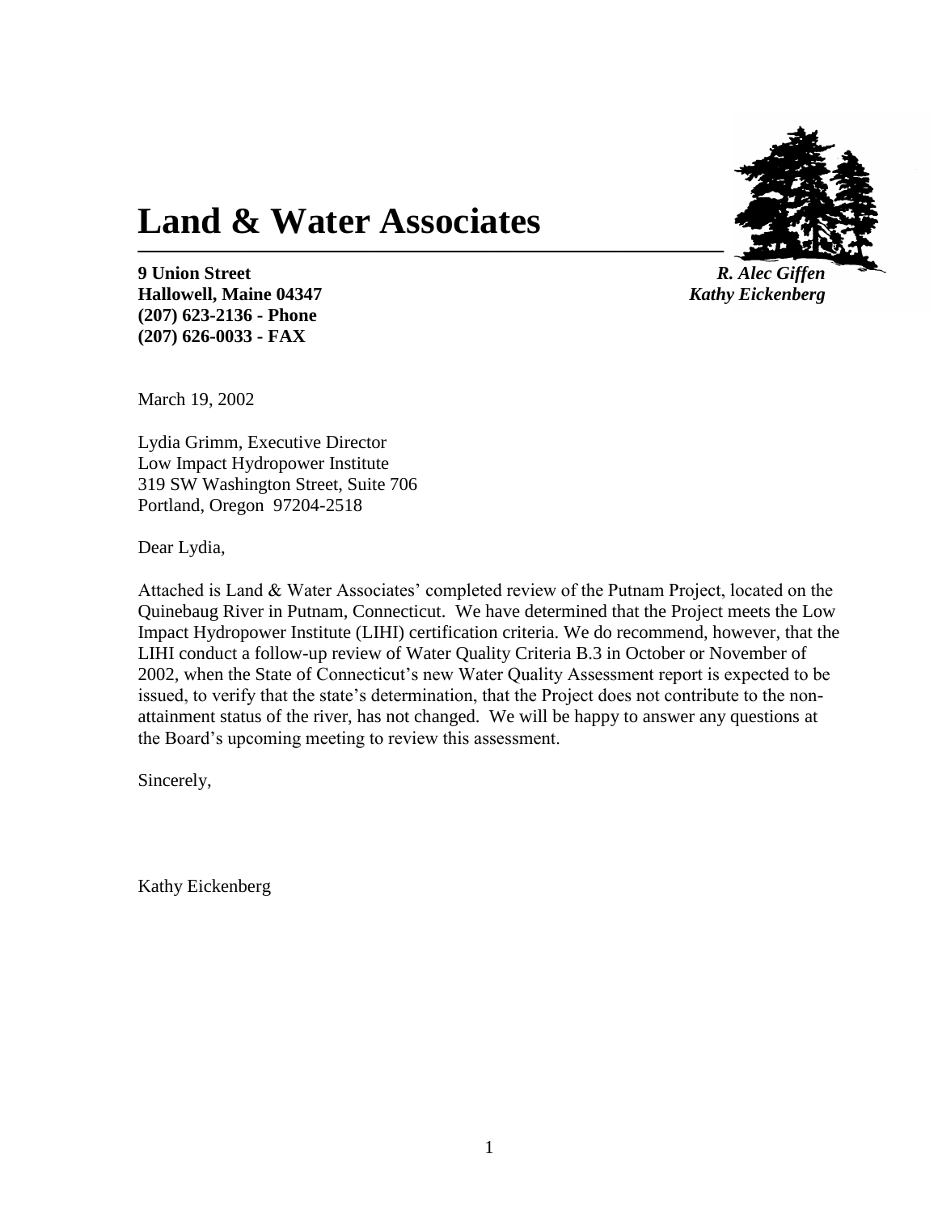# Land & Water Associates

**9 Union Street**
**Hallowell, Maine 04347**
**(207) 623-2136 - Phone**
**(207) 626-0033 - FAX**

***R. Alec Giffen***
***Kathy Eickenberg***

March 19, 2002

Lydia Grimm, Executive Director
Low Impact Hydropower Institute
319 SW Washington Street, Suite 706
Portland, Oregon 97204-2518

Dear Lydia,

Attached is Land & Water Associates' completed review of the Putnam Project, located on the Quinebaug River in Putnam, Connecticut. We have determined that the Project meets the Low Impact Hydropower Institute (LIHI) certification criteria. We do recommend, however, that the LIHI conduct a follow-up review of Water Quality Criteria B.3 in October or November of 2002, when the State of Connecticut's new Water Quality Assessment report is expected to be issued, to verify that the state's determination, that the Project does not contribute to the non-attainment status of the river, has not changed. We will be happy to answer any questions at the Board's upcoming meeting to review this assessment.

Sincerely,

Kathy Eickenberg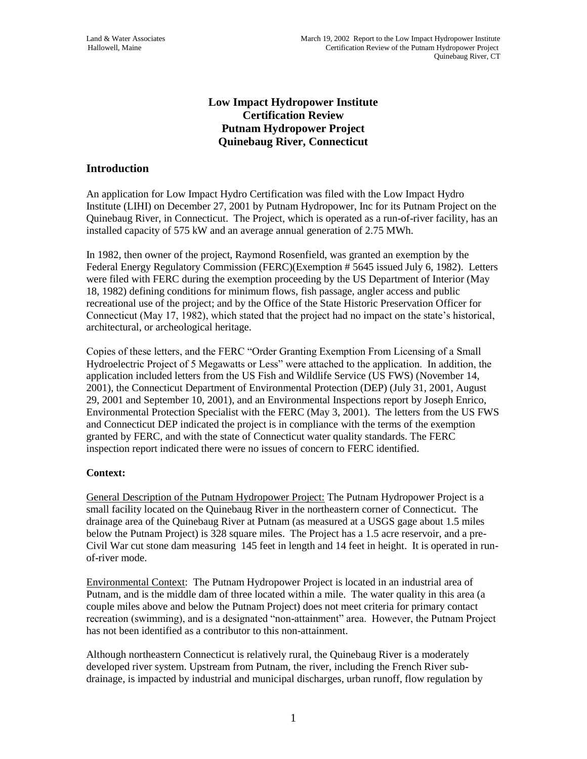# Low Impact Hydropower Institute Certification Review Putnam Hydropower Project Quinebaug River, Connecticut

## Introduction

An application for Low Impact Hydro Certification was filed with the Low Impact Hydro Institute (LIHI) on December 27, 2001 by Putnam Hydropower, Inc for its Putnam Project on the Quinebaug River, in Connecticut. The Project, which is operated as a run-of-river facility, has an installed capacity of 575 kW and an average annual generation of 2.75 MWh.

In 1982, then owner of the project, Raymond Rosenfield, was granted an exemption by the Federal Energy Regulatory Commission (FERC)(Exemption # 5645 issued July 6, 1982). Letters were filed with FERC during the exemption proceeding by the US Department of Interior (May 18, 1982) defining conditions for minimum flows, fish passage, angler access and public recreational use of the project; and by the Office of the State Historic Preservation Officer for Connecticut (May 17, 1982), which stated that the project had no impact on the state's historical, architectural, or archeological heritage.

Copies of these letters, and the FERC "Order Granting Exemption From Licensing of a Small Hydroelectric Project of 5 Megawatts or Less" were attached to the application. In addition, the application included letters from the US Fish and Wildlife Service (US FWS) (November 14, 2001), the Connecticut Department of Environmental Protection (DEP) (July 31, 2001, August 29, 2001 and September 10, 2001), and an Environmental Inspections report by Joseph Enrico, Environmental Protection Specialist with the FERC (May 3, 2001). The letters from the US FWS and Connecticut DEP indicated the project is in compliance with the terms of the exemption granted by FERC, and with the state of Connecticut water quality standards. The FERC inspection report indicated there were no issues of concern to FERC identified.

**Context:**

General Description of the Putnam Hydropower Project: The Putnam Hydropower Project is a small facility located on the Quinebaug River in the northeastern corner of Connecticut. The drainage area of the Quinebaug River at Putnam (as measured at a USGS gage about 1.5 miles below the Putnam Project) is 328 square miles. The Project has a 1.5 acre reservoir, and a pre-Civil War cut stone dam measuring 145 feet in length and 14 feet in height. It is operated in run-of-river mode.

Environmental Context: The Putnam Hydropower Project is located in an industrial area of Putnam, and is the middle dam of three located within a mile. The water quality in this area (a couple miles above and below the Putnam Project) does not meet criteria for primary contact recreation (swimming), and is a designated "non-attainment" area. However, the Putnam Project has not been identified as a contributor to this non-attainment.

Although northeastern Connecticut is relatively rural, the Quinebaug River is a moderately developed river system. Upstream from Putnam, the river, including the French River sub-drainage, is impacted by industrial and municipal discharges, urban runoff, flow regulation by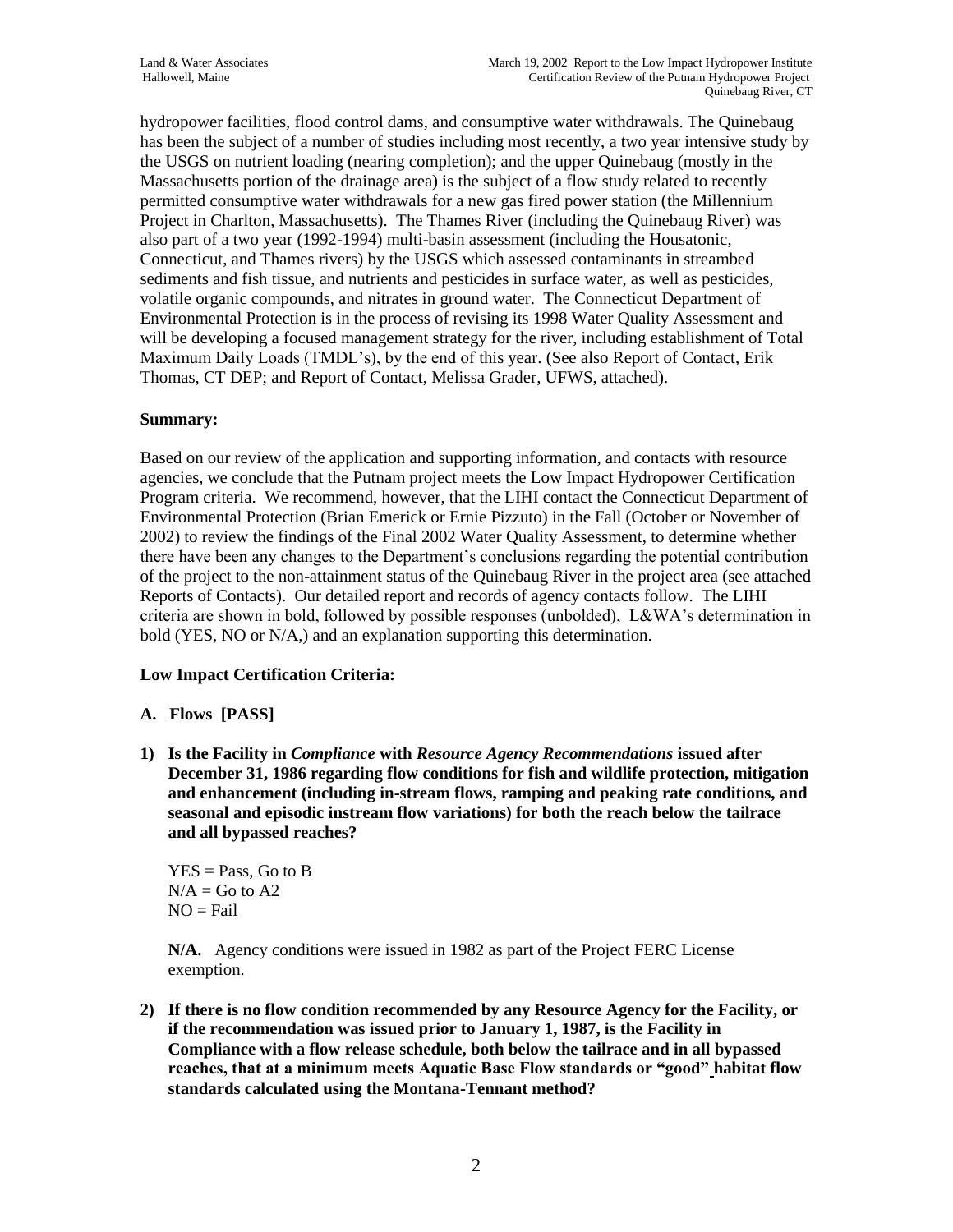hydropower facilities, flood control dams, and consumptive water withdrawals. The Quinebaug has been the subject of a number of studies including most recently, a two year intensive study by the USGS on nutrient loading (nearing completion); and the upper Quinebaug (mostly in the Massachusetts portion of the drainage area) is the subject of a flow study related to recently permitted consumptive water withdrawals for a new gas fired power station (the Millennium Project in Charlton, Massachusetts). The Thames River (including the Quinebaug River) was also part of a two year (1992-1994) multi-basin assessment (including the Housatonic, Connecticut, and Thames rivers) by the USGS which assessed contaminants in streambed sediments and fish tissue, and nutrients and pesticides in surface water, as well as pesticides, volatile organic compounds, and nitrates in ground water. The Connecticut Department of Environmental Protection is in the process of revising its 1998 Water Quality Assessment and will be developing a focused management strategy for the river, including establishment of Total Maximum Daily Loads (TMDL's), by the end of this year. (See also Report of Contact, Erik Thomas, CT DEP; and Report of Contact, Melissa Grader, UFWS, attached).

**Summary:**

Based on our review of the application and supporting information, and contacts with resource agencies, we conclude that the Putnam project meets the Low Impact Hydropower Certification Program criteria. We recommend, however, that the LIHI contact the Connecticut Department of Environmental Protection (Brian Emerick or Ernie Pizzuto) in the Fall (October or November of 2002) to review the findings of the Final 2002 Water Quality Assessment, to determine whether there have been any changes to the Department's conclusions regarding the potential contribution of the project to the non-attainment status of the Quinebaug River in the project area (see attached Reports of Contacts). Our detailed report and records of agency contacts follow. The LIHI criteria are shown in bold, followed by possible responses (unbolded), L&WA's determination in bold (YES, NO or N/A,) and an explanation supporting this determination.

**Low Impact Certification Criteria:**

**A. Flows [PASS]**

**1) Is the Facility in *Compliance* with *Resource Agency Recommendations* issued after December 31, 1986 regarding flow conditions for fish and wildlife protection, mitigation and enhancement (including in-stream flows, ramping and peaking rate conditions, and seasonal and episodic instream flow variations) for both the reach below the tailrace and all bypassed reaches?**

YES = Pass, Go to B
N/A = Go to A2
NO = Fail

**N/A.** Agency conditions were issued in 1982 as part of the Project FERC License exemption.

**2) If there is no flow condition recommended by any Resource Agency for the Facility, or if the recommendation was issued prior to January 1, 1987, is the Facility in Compliance with a flow release schedule, both below the tailrace and in all bypassed reaches, that at a minimum meets Aquatic Base Flow standards or "good" habitat flow standards calculated using the Montana-Tennant method?**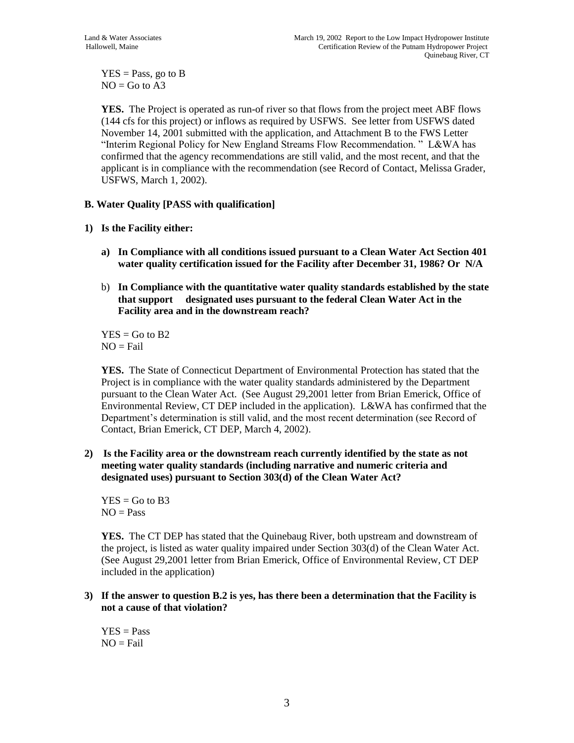YES = Pass, go to B
NO = Go to A3

**YES.** The Project is operated as run-of river so that flows from the project meet ABF flows (144 cfs for this project) or inflows as required by USFWS. See letter from USFWS dated November 14, 2001 submitted with the application, and Attachment B to the FWS Letter "Interim Regional Policy for New England Streams Flow Recommendation. " L&WA has confirmed that the agency recommendations are still valid, and the most recent, and that the applicant is in compliance with the recommendation (see Record of Contact, Melissa Grader, USFWS, March 1, 2002).

**B. Water Quality [PASS with qualification]**

**1) Is the Facility either:**

**a) In Compliance with all conditions issued pursuant to a Clean Water Act Section 401 water quality certification issued for the Facility after December 31, 1986? Or N/A**

b) **In Compliance with the quantitative water quality standards established by the state that support designated uses pursuant to the federal Clean Water Act in the Facility area and in the downstream reach?**

YES = Go to B2
NO = Fail

**YES.** The State of Connecticut Department of Environmental Protection has stated that the Project is in compliance with the water quality standards administered by the Department pursuant to the Clean Water Act. (See August 29,2001 letter from Brian Emerick, Office of Environmental Review, CT DEP included in the application). L&WA has confirmed that the Department's determination is still valid, and the most recent determination (see Record of Contact, Brian Emerick, CT DEP, March 4, 2002).

**2) Is the Facility area or the downstream reach currently identified by the state as not meeting water quality standards (including narrative and numeric criteria and designated uses) pursuant to Section 303(d) of the Clean Water Act?**

YES = Go to B3
NO = Pass

**YES.** The CT DEP has stated that the Quinebaug River, both upstream and downstream of the project, is listed as water quality impaired under Section 303(d) of the Clean Water Act. (See August 29,2001 letter from Brian Emerick, Office of Environmental Review, CT DEP included in the application)

**3) If the answer to question B.2 is yes, has there been a determination that the Facility is not a cause of that violation?**

YES = Pass
NO = Fail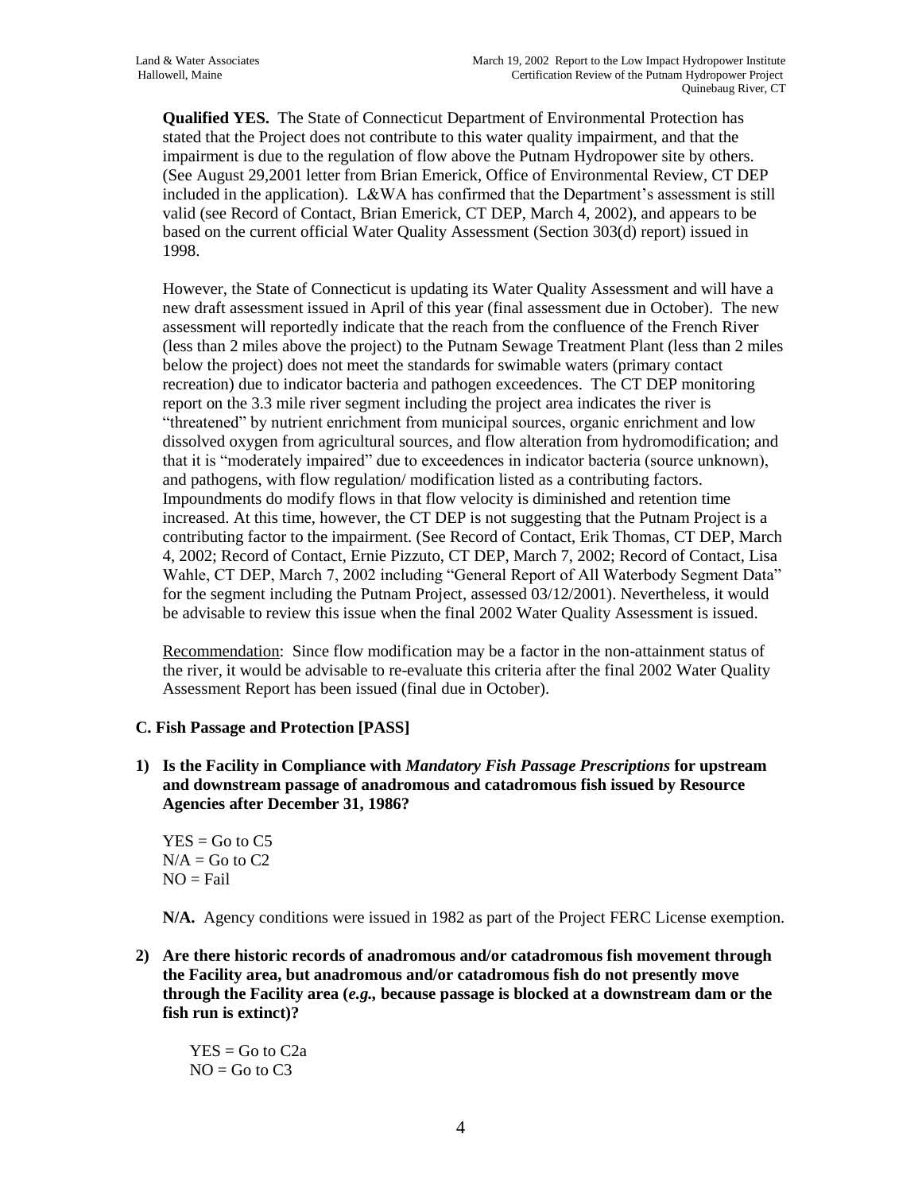**Qualified YES.** The State of Connecticut Department of Environmental Protection has stated that the Project does not contribute to this water quality impairment, and that the impairment is due to the regulation of flow above the Putnam Hydropower site by others. (See August 29,2001 letter from Brian Emerick, Office of Environmental Review, CT DEP included in the application). L&WA has confirmed that the Department's assessment is still valid (see Record of Contact, Brian Emerick, CT DEP, March 4, 2002), and appears to be based on the current official Water Quality Assessment (Section 303(d) report) issued in 1998.

However, the State of Connecticut is updating its Water Quality Assessment and will have a new draft assessment issued in April of this year (final assessment due in October). The new assessment will reportedly indicate that the reach from the confluence of the French River (less than 2 miles above the project) to the Putnam Sewage Treatment Plant (less than 2 miles below the project) does not meet the standards for swimable waters (primary contact recreation) due to indicator bacteria and pathogen exceedences. The CT DEP monitoring report on the 3.3 mile river segment including the project area indicates the river is "threatened" by nutrient enrichment from municipal sources, organic enrichment and low dissolved oxygen from agricultural sources, and flow alteration from hydromodification; and that it is "moderately impaired" due to exceedences in indicator bacteria (source unknown), and pathogens, with flow regulation/ modification listed as a contributing factors. Impoundments do modify flows in that flow velocity is diminished and retention time increased. At this time, however, the CT DEP is not suggesting that the Putnam Project is a contributing factor to the impairment. (See Record of Contact, Erik Thomas, CT DEP, March 4, 2002; Record of Contact, Ernie Pizzuto, CT DEP, March 7, 2002; Record of Contact, Lisa Wahle, CT DEP, March 7, 2002 including "General Report of All Waterbody Segment Data" for the segment including the Putnam Project, assessed 03/12/2001). Nevertheless, it would be advisable to review this issue when the final 2002 Water Quality Assessment is issued.

Recommendation: Since flow modification may be a factor in the non-attainment status of the river, it would be advisable to re-evaluate this criteria after the final 2002 Water Quality Assessment Report has been issued (final due in October).

### C. Fish Passage and Protection [PASS]

**1) Is the Facility in Compliance with *Mandatory Fish Passage Prescriptions* for upstream and downstream passage of anadromous and catadromous fish issued by Resource Agencies after December 31, 1986?**

YES = Go to C5
N/A = Go to C2
NO = Fail

**N/A.** Agency conditions were issued in 1982 as part of the Project FERC License exemption.

**2) Are there historic records of anadromous and/or catadromous fish movement through the Facility area, but anadromous and/or catadromous fish do not presently move through the Facility area (*e.g.,* because passage is blocked at a downstream dam or the fish run is extinct)?**

YES = Go to C2a
NO = Go to C3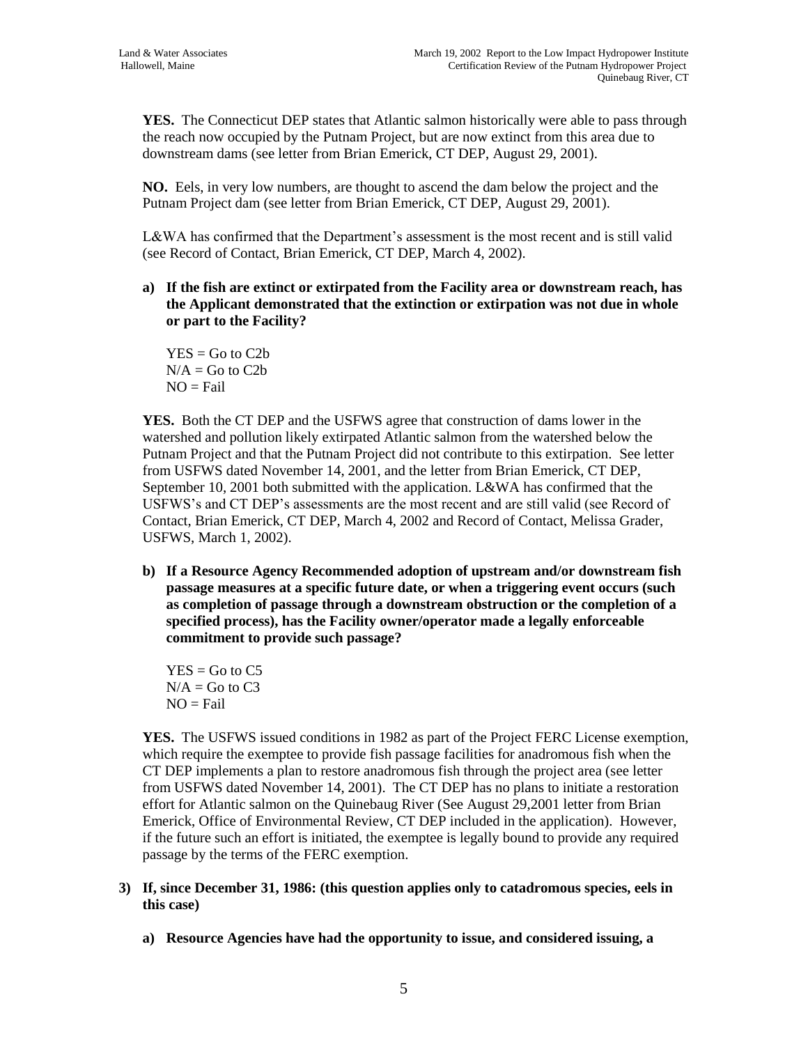**YES.** The Connecticut DEP states that Atlantic salmon historically were able to pass through the reach now occupied by the Putnam Project, but are now extinct from this area due to downstream dams (see letter from Brian Emerick, CT DEP, August 29, 2001).

**NO.** Eels, in very low numbers, are thought to ascend the dam below the project and the Putnam Project dam (see letter from Brian Emerick, CT DEP, August 29, 2001).

L&WA has confirmed that the Department's assessment is the most recent and is still valid (see Record of Contact, Brian Emerick, CT DEP, March 4, 2002).

**a) If the fish are extinct or extirpated from the Facility area or downstream reach, has the Applicant demonstrated that the extinction or extirpation was not due in whole or part to the Facility?**

YES = Go to C2b
N/A = Go to C2b
NO = Fail

**YES.** Both the CT DEP and the USFWS agree that construction of dams lower in the watershed and pollution likely extirpated Atlantic salmon from the watershed below the Putnam Project and that the Putnam Project did not contribute to this extirpation. See letter from USFWS dated November 14, 2001, and the letter from Brian Emerick, CT DEP, September 10, 2001 both submitted with the application. L&WA has confirmed that the USFWS's and CT DEP's assessments are the most recent and are still valid (see Record of Contact, Brian Emerick, CT DEP, March 4, 2002 and Record of Contact, Melissa Grader, USFWS, March 1, 2002).

**b) If a Resource Agency Recommended adoption of upstream and/or downstream fish passage measures at a specific future date, or when a triggering event occurs (such as completion of passage through a downstream obstruction or the completion of a specified process), has the Facility owner/operator made a legally enforceable commitment to provide such passage?**

YES = Go to C5
N/A = Go to C3
NO = Fail

**YES.** The USFWS issued conditions in 1982 as part of the Project FERC License exemption, which require the exemptee to provide fish passage facilities for anadromous fish when the CT DEP implements a plan to restore anadromous fish through the project area (see letter from USFWS dated November 14, 2001). The CT DEP has no plans to initiate a restoration effort for Atlantic salmon on the Quinebaug River (See August 29,2001 letter from Brian Emerick, Office of Environmental Review, CT DEP included in the application). However, if the future such an effort is initiated, the exemptee is legally bound to provide any required passage by the terms of the FERC exemption.

**3) If, since December 31, 1986: (this question applies only to catadromous species, eels in this case)**

**a) Resource Agencies have had the opportunity to issue, and considered issuing, a**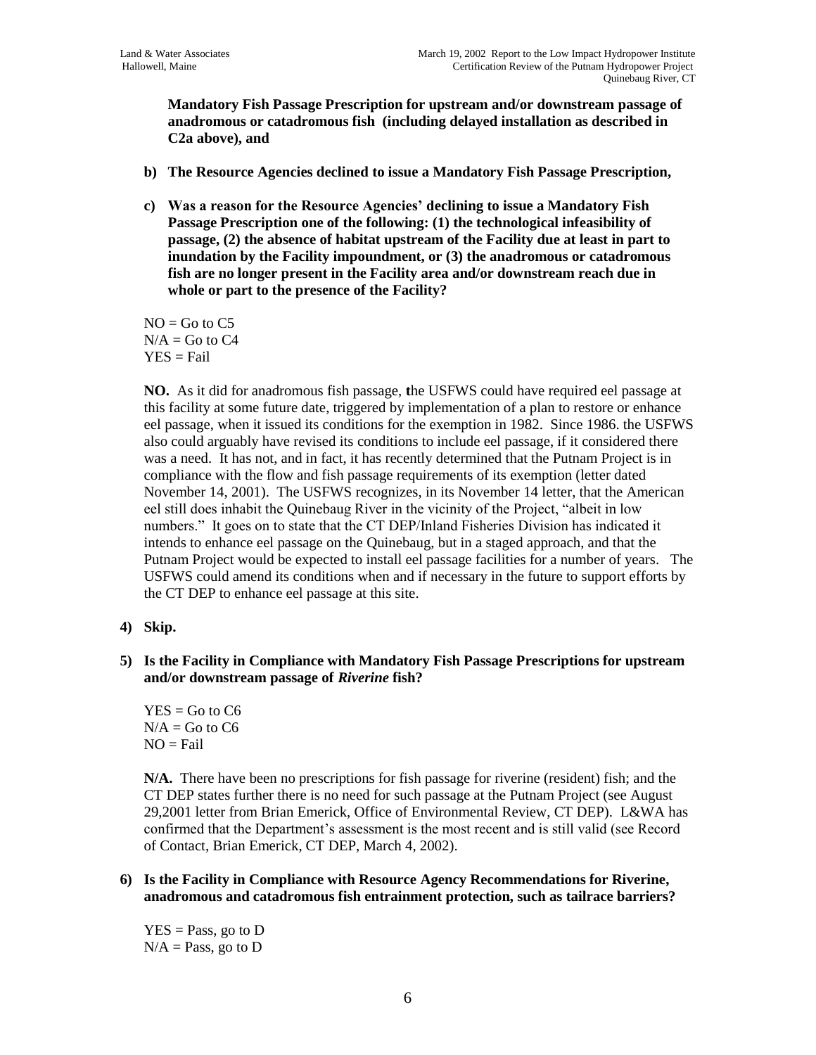**Mandatory Fish Passage Prescription for upstream and/or downstream passage of anadromous or catadromous fish (including delayed installation as described in C2a above), and**

**b) The Resource Agencies declined to issue a Mandatory Fish Passage Prescription,**

**c) Was a reason for the Resource Agencies' declining to issue a Mandatory Fish Passage Prescription one of the following: (1) the technological infeasibility of passage, (2) the absence of habitat upstream of the Facility due at least in part to inundation by the Facility impoundment, or (3) the anadromous or catadromous fish are no longer present in the Facility area and/or downstream reach due in whole or part to the presence of the Facility?**

NO = Go to C5
N/A = Go to C4
YES = Fail

**NO.** As it did for anadromous fish passage, **t**he USFWS could have required eel passage at this facility at some future date, triggered by implementation of a plan to restore or enhance eel passage, when it issued its conditions for the exemption in 1982. Since 1986. the USFWS also could arguably have revised its conditions to include eel passage, if it considered there was a need. It has not, and in fact, it has recently determined that the Putnam Project is in compliance with the flow and fish passage requirements of its exemption (letter dated November 14, 2001). The USFWS recognizes, in its November 14 letter, that the American eel still does inhabit the Quinebaug River in the vicinity of the Project, "albeit in low numbers." It goes on to state that the CT DEP/Inland Fisheries Division has indicated it intends to enhance eel passage on the Quinebaug, but in a staged approach, and that the Putnam Project would be expected to install eel passage facilities for a number of years. The USFWS could amend its conditions when and if necessary in the future to support efforts by the CT DEP to enhance eel passage at this site.

**4) Skip.**

**5) Is the Facility in Compliance with Mandatory Fish Passage Prescriptions for upstream and/or downstream passage of *Riverine* fish?**

YES = Go to C6
N/A = Go to C6
NO = Fail

**N/A.** There have been no prescriptions for fish passage for riverine (resident) fish; and the CT DEP states further there is no need for such passage at the Putnam Project (see August 29,2001 letter from Brian Emerick, Office of Environmental Review, CT DEP). L&WA has confirmed that the Department's assessment is the most recent and is still valid (see Record of Contact, Brian Emerick, CT DEP, March 4, 2002).

**6) Is the Facility in Compliance with Resource Agency Recommendations for Riverine, anadromous and catadromous fish entrainment protection, such as tailrace barriers?**

YES = Pass, go to D
N/A = Pass, go to D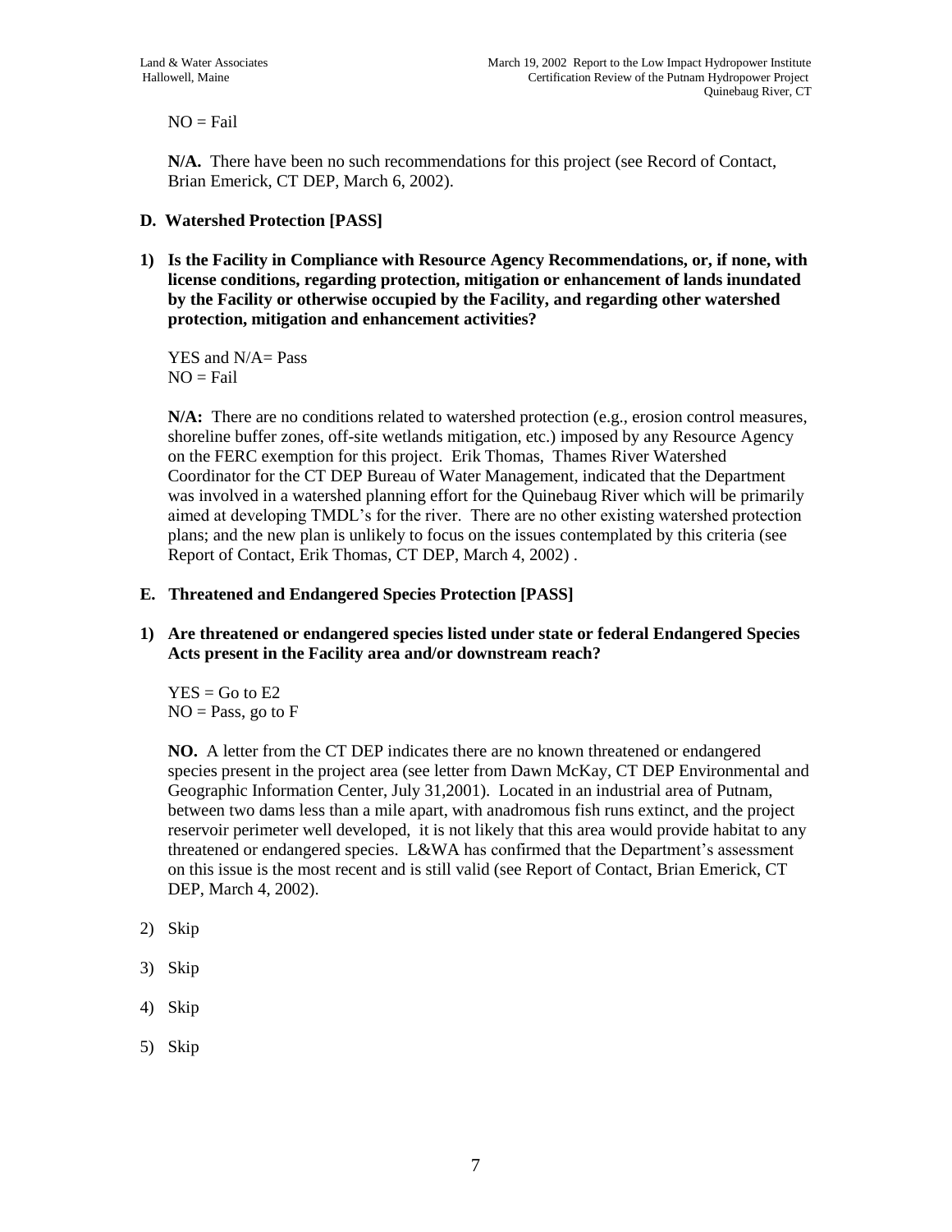NO = Fail

**N/A.** There have been no such recommendations for this project (see Record of Contact, Brian Emerick, CT DEP, March 6, 2002).

### D. Watershed Protection [PASS]

**1) Is the Facility in Compliance with Resource Agency Recommendations, or, if none, with license conditions, regarding protection, mitigation or enhancement of lands inundated by the Facility or otherwise occupied by the Facility, and regarding other watershed protection, mitigation and enhancement activities?**

YES and N/A= Pass
NO = Fail

**N/A:** There are no conditions related to watershed protection (e.g., erosion control measures, shoreline buffer zones, off-site wetlands mitigation, etc.) imposed by any Resource Agency on the FERC exemption for this project. Erik Thomas, Thames River Watershed Coordinator for the CT DEP Bureau of Water Management, indicated that the Department was involved in a watershed planning effort for the Quinebaug River which will be primarily aimed at developing TMDL's for the river. There are no other existing watershed protection plans; and the new plan is unlikely to focus on the issues contemplated by this criteria (see Report of Contact, Erik Thomas, CT DEP, March 4, 2002) .

### E. Threatened and Endangered Species Protection [PASS]

**1) Are threatened or endangered species listed under state or federal Endangered Species Acts present in the Facility area and/or downstream reach?**

YES = Go to E2
NO = Pass, go to F

**NO.** A letter from the CT DEP indicates there are no known threatened or endangered species present in the project area (see letter from Dawn McKay, CT DEP Environmental and Geographic Information Center, July 31,2001). Located in an industrial area of Putnam, between two dams less than a mile apart, with anadromous fish runs extinct, and the project reservoir perimeter well developed, it is not likely that this area would provide habitat to any threatened or endangered species. L&WA has confirmed that the Department's assessment on this issue is the most recent and is still valid (see Report of Contact, Brian Emerick, CT DEP, March 4, 2002).

2) Skip

3) Skip

4) Skip

5) Skip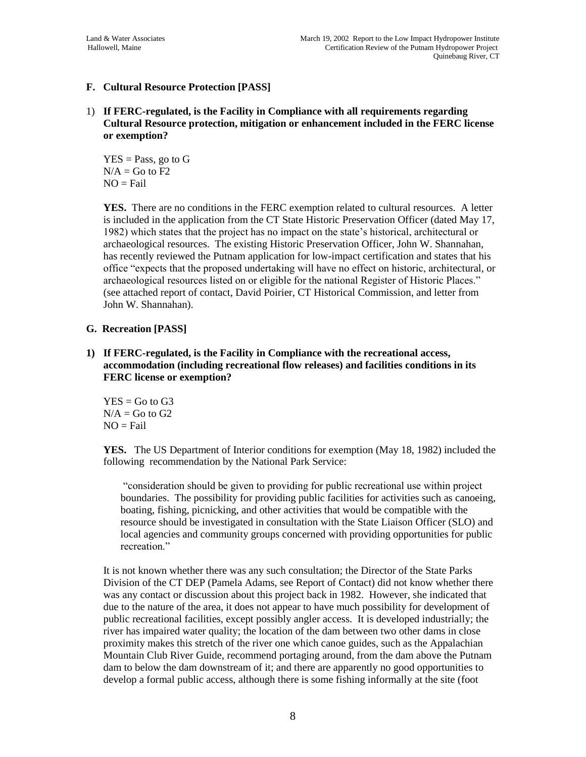### F. Cultural Resource Protection [PASS]

1) **If FERC-regulated, is the Facility in Compliance with all requirements regarding Cultural Resource protection, mitigation or enhancement included in the FERC license or exemption?**

   YES = Pass, go to G
   N/A = Go to F2
   NO = Fail

   **YES.** There are no conditions in the FERC exemption related to cultural resources. A letter is included in the application from the CT State Historic Preservation Officer (dated May 17, 1982) which states that the project has no impact on the state's historical, architectural or archaeological resources. The existing Historic Preservation Officer, John W. Shannahan, has recently reviewed the Putnam application for low-impact certification and states that his office "expects that the proposed undertaking will have no effect on historic, architectural, or archaeological resources listed on or eligible for the national Register of Historic Places." (see attached report of contact, David Poirier, CT Historical Commission, and letter from John W. Shannahan).

### G. Recreation [PASS]

1) **If FERC-regulated, is the Facility in Compliance with the recreational access, accommodation (including recreational flow releases) and facilities conditions in its FERC license or exemption?**

   YES = Go to G3
   N/A = Go to G2
   NO = Fail

   **YES.** The US Department of Interior conditions for exemption (May 18, 1982) included the following recommendation by the National Park Service:

   > "consideration should be given to providing for public recreational use within project boundaries. The possibility for providing public facilities for activities such as canoeing, boating, fishing, picnicking, and other activities that would be compatible with the resource should be investigated in consultation with the State Liaison Officer (SLO) and local agencies and community groups concerned with providing opportunities for public recreation."

   It is not known whether there was any such consultation; the Director of the State Parks Division of the CT DEP (Pamela Adams, see Report of Contact) did not know whether there was any contact or discussion about this project back in 1982. However, she indicated that due to the nature of the area, it does not appear to have much possibility for development of public recreational facilities, except possibly angler access. It is developed industrially; the river has impaired water quality; the location of the dam between two other dams in close proximity makes this stretch of the river one which canoe guides, such as the Appalachian Mountain Club River Guide, recommend portaging around, from the dam above the Putnam dam to below the dam downstream of it; and there are apparently no good opportunities to develop a formal public access, although there is some fishing informally at the site (foot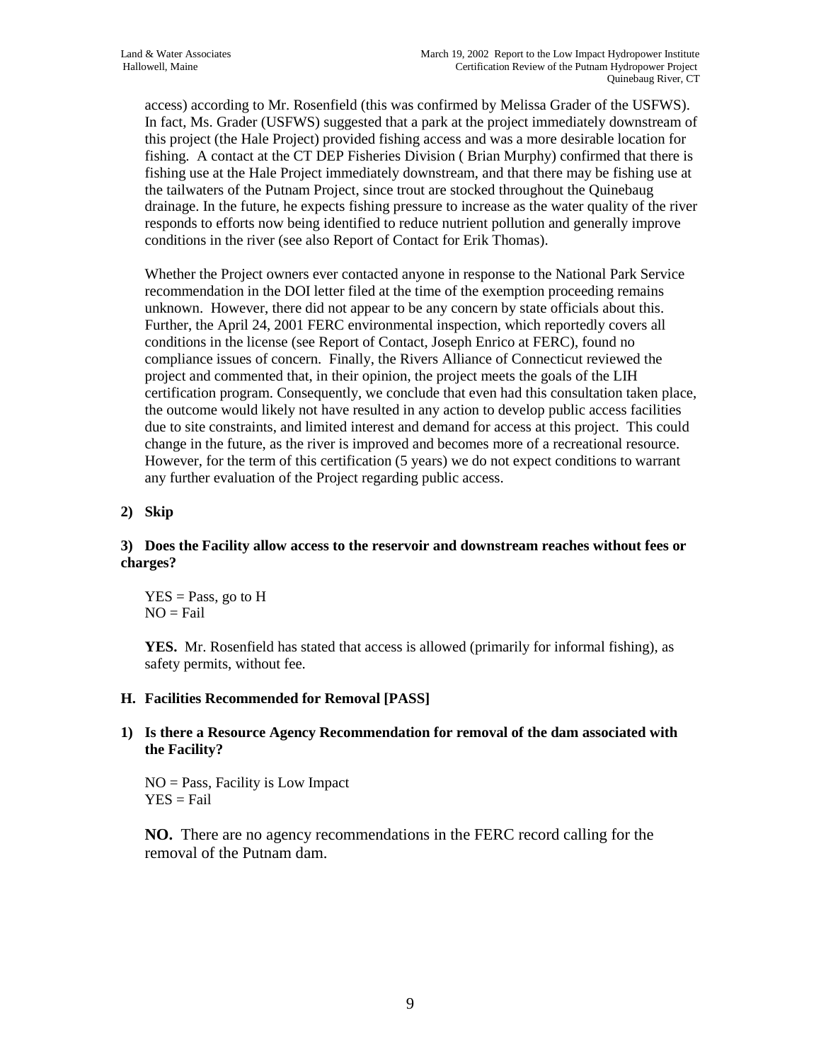access) according to Mr. Rosenfield (this was confirmed by Melissa Grader of the USFWS). In fact, Ms. Grader (USFWS) suggested that a park at the project immediately downstream of this project (the Hale Project) provided fishing access and was a more desirable location for fishing. A contact at the CT DEP Fisheries Division ( Brian Murphy) confirmed that there is fishing use at the Hale Project immediately downstream, and that there may be fishing use at the tailwaters of the Putnam Project, since trout are stocked throughout the Quinebaug drainage. In the future, he expects fishing pressure to increase as the water quality of the river responds to efforts now being identified to reduce nutrient pollution and generally improve conditions in the river (see also Report of Contact for Erik Thomas).

Whether the Project owners ever contacted anyone in response to the National Park Service recommendation in the DOI letter filed at the time of the exemption proceeding remains unknown. However, there did not appear to be any concern by state officials about this. Further, the April 24, 2001 FERC environmental inspection, which reportedly covers all conditions in the license (see Report of Contact, Joseph Enrico at FERC), found no compliance issues of concern. Finally, the Rivers Alliance of Connecticut reviewed the project and commented that, in their opinion, the project meets the goals of the LIH certification program. Consequently, we conclude that even had this consultation taken place, the outcome would likely not have resulted in any action to develop public access facilities due to site constraints, and limited interest and demand for access at this project. This could change in the future, as the river is improved and becomes more of a recreational resource. However, for the term of this certification (5 years) we do not expect conditions to warrant any further evaluation of the Project regarding public access.

**2) Skip**

**3) Does the Facility allow access to the reservoir and downstream reaches without fees or charges?**

YES = Pass, go to H
NO = Fail

**YES.** Mr. Rosenfield has stated that access is allowed (primarily for informal fishing), as safety permits, without fee.

**H. Facilities Recommended for Removal [PASS]**

**1) Is there a Resource Agency Recommendation for removal of the dam associated with the Facility?**

NO = Pass, Facility is Low Impact
YES = Fail

**NO.** There are no agency recommendations in the FERC record calling for the removal of the Putnam dam.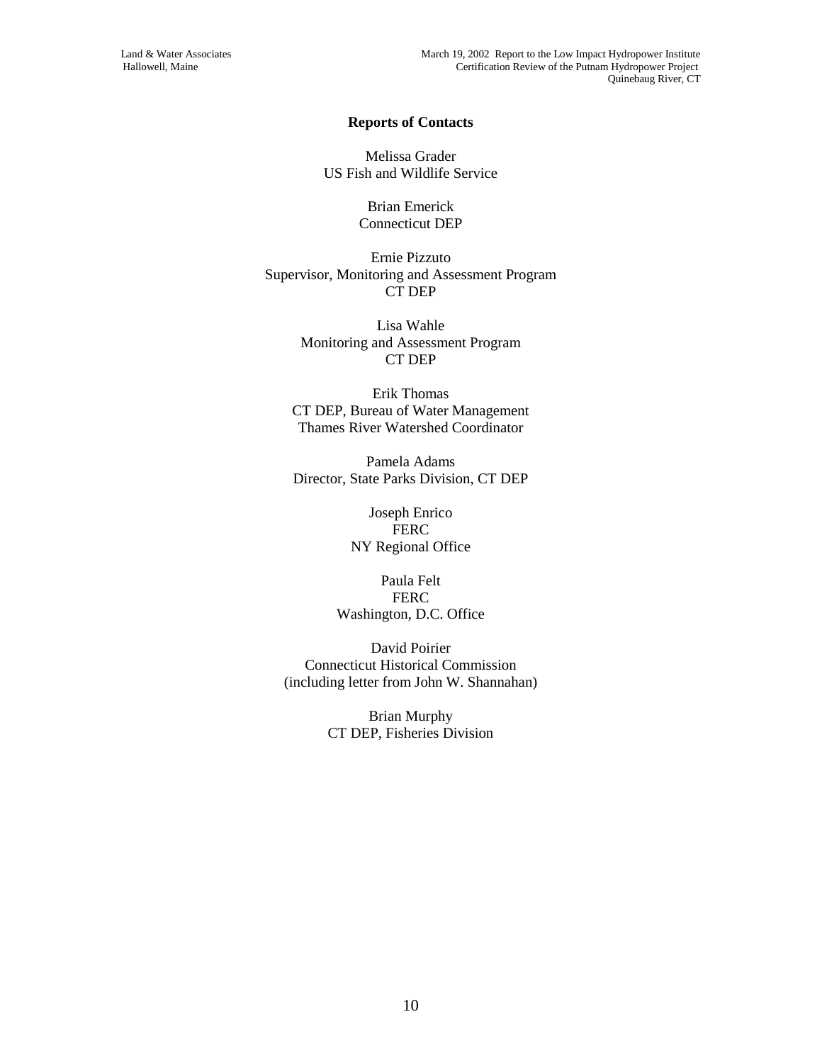## Reports of Contacts

Melissa Grader
US Fish and Wildlife Service

Brian Emerick
Connecticut DEP

Ernie Pizzuto
Supervisor, Monitoring and Assessment Program
CT DEP

Lisa Wahle
Monitoring and Assessment Program
CT DEP

Erik Thomas
CT DEP, Bureau of Water Management
Thames River Watershed Coordinator

Pamela Adams
Director, State Parks Division, CT DEP

Joseph Enrico
FERC
NY Regional Office

Paula Felt
FERC
Washington, D.C. Office

David Poirier
Connecticut Historical Commission
(including letter from John W. Shannahan)

Brian Murphy
CT DEP, Fisheries Division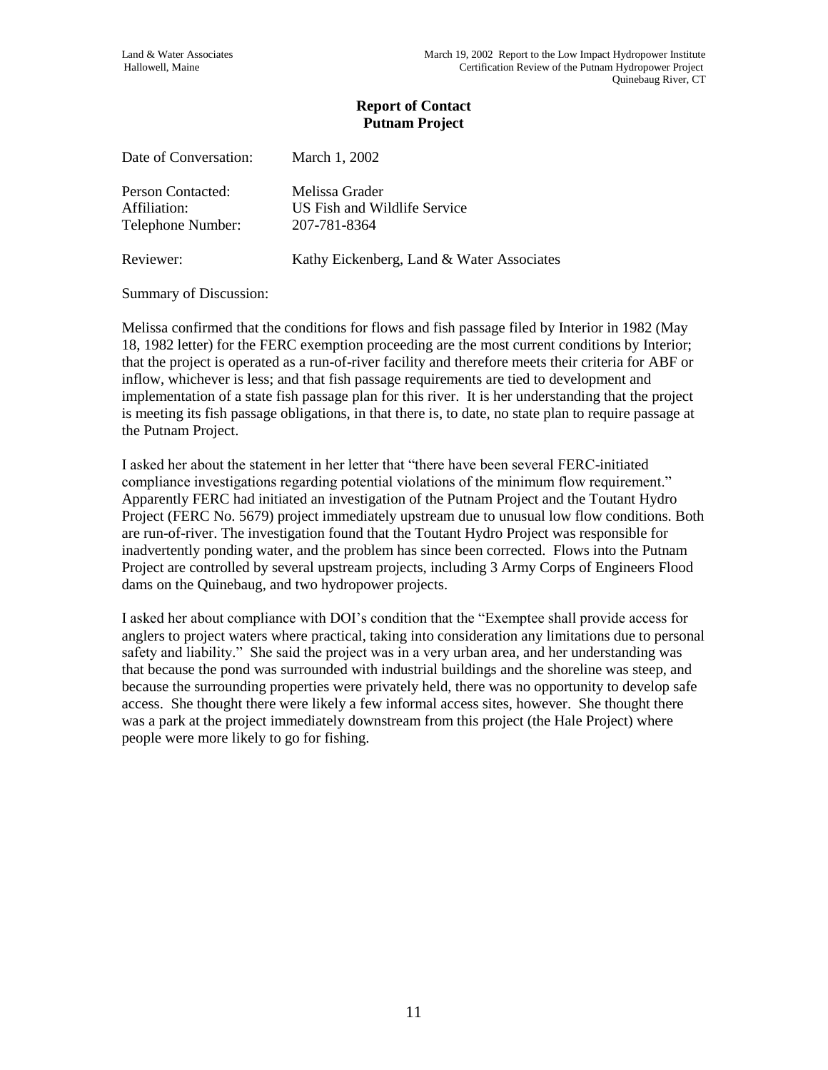## Report of Contact
## Putnam Project

Date of Conversation: March 1, 2002

Person Contacted: Melissa Grader
Affiliation: US Fish and Wildlife Service
Telephone Number: 207-781-8364

Reviewer: Kathy Eickenberg, Land & Water Associates

Summary of Discussion:

Melissa confirmed that the conditions for flows and fish passage filed by Interior in 1982 (May 18, 1982 letter) for the FERC exemption proceeding are the most current conditions by Interior; that the project is operated as a run-of-river facility and therefore meets their criteria for ABF or inflow, whichever is less; and that fish passage requirements are tied to development and implementation of a state fish passage plan for this river. It is her understanding that the project is meeting its fish passage obligations, in that there is, to date, no state plan to require passage at the Putnam Project.

I asked her about the statement in her letter that "there have been several FERC-initiated compliance investigations regarding potential violations of the minimum flow requirement." Apparently FERC had initiated an investigation of the Putnam Project and the Toutant Hydro Project (FERC No. 5679) project immediately upstream due to unusual low flow conditions. Both are run-of-river. The investigation found that the Toutant Hydro Project was responsible for inadvertently ponding water, and the problem has since been corrected. Flows into the Putnam Project are controlled by several upstream projects, including 3 Army Corps of Engineers Flood dams on the Quinebaug, and two hydropower projects.

I asked her about compliance with DOI's condition that the "Exemptee shall provide access for anglers to project waters where practical, taking into consideration any limitations due to personal safety and liability." She said the project was in a very urban area, and her understanding was that because the pond was surrounded with industrial buildings and the shoreline was steep, and because the surrounding properties were privately held, there was no opportunity to develop safe access. She thought there were likely a few informal access sites, however. She thought there was a park at the project immediately downstream from this project (the Hale Project) where people were more likely to go for fishing.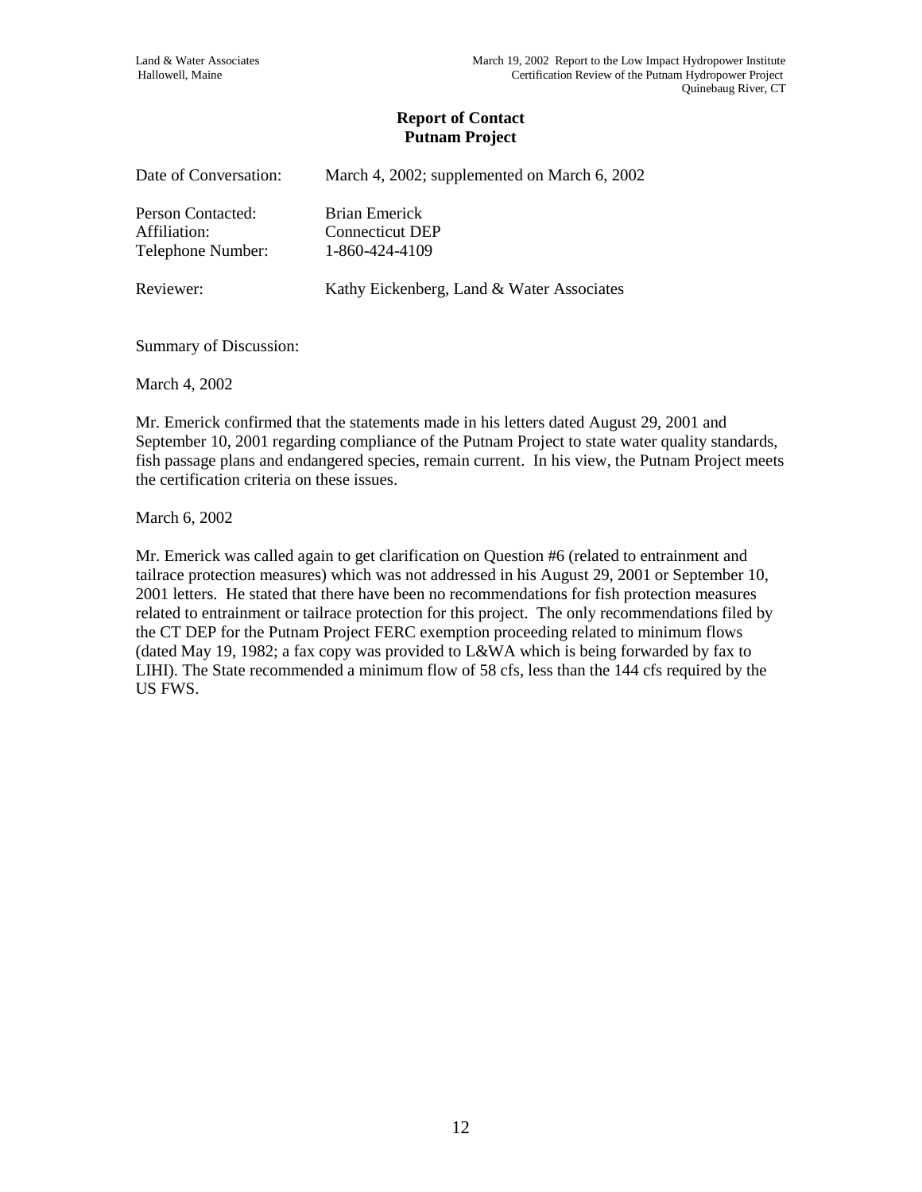**Report of Contact**
**Putnam Project**

| | |
|---|---|
| Date of Conversation: | March 4, 2002; supplemented on March 6, 2002 |
| Person Contacted: | Brian Emerick |
| Affiliation: | Connecticut DEP |
| Telephone Number: | 1-860-424-4109 |
| Reviewer: | Kathy Eickenberg, Land & Water Associates |

Summary of Discussion:

March 4, 2002

Mr. Emerick confirmed that the statements made in his letters dated August 29, 2001 and September 10, 2001 regarding compliance of the Putnam Project to state water quality standards, fish passage plans and endangered species, remain current. In his view, the Putnam Project meets the certification criteria on these issues.

March 6, 2002

Mr. Emerick was called again to get clarification on Question #6 (related to entrainment and tailrace protection measures) which was not addressed in his August 29, 2001 or September 10, 2001 letters. He stated that there have been no recommendations for fish protection measures related to entrainment or tailrace protection for this project. The only recommendations filed by the CT DEP for the Putnam Project FERC exemption proceeding related to minimum flows (dated May 19, 1982; a fax copy was provided to L&WA which is being forwarded by fax to LIHI). The State recommended a minimum flow of 58 cfs, less than the 144 cfs required by the US FWS.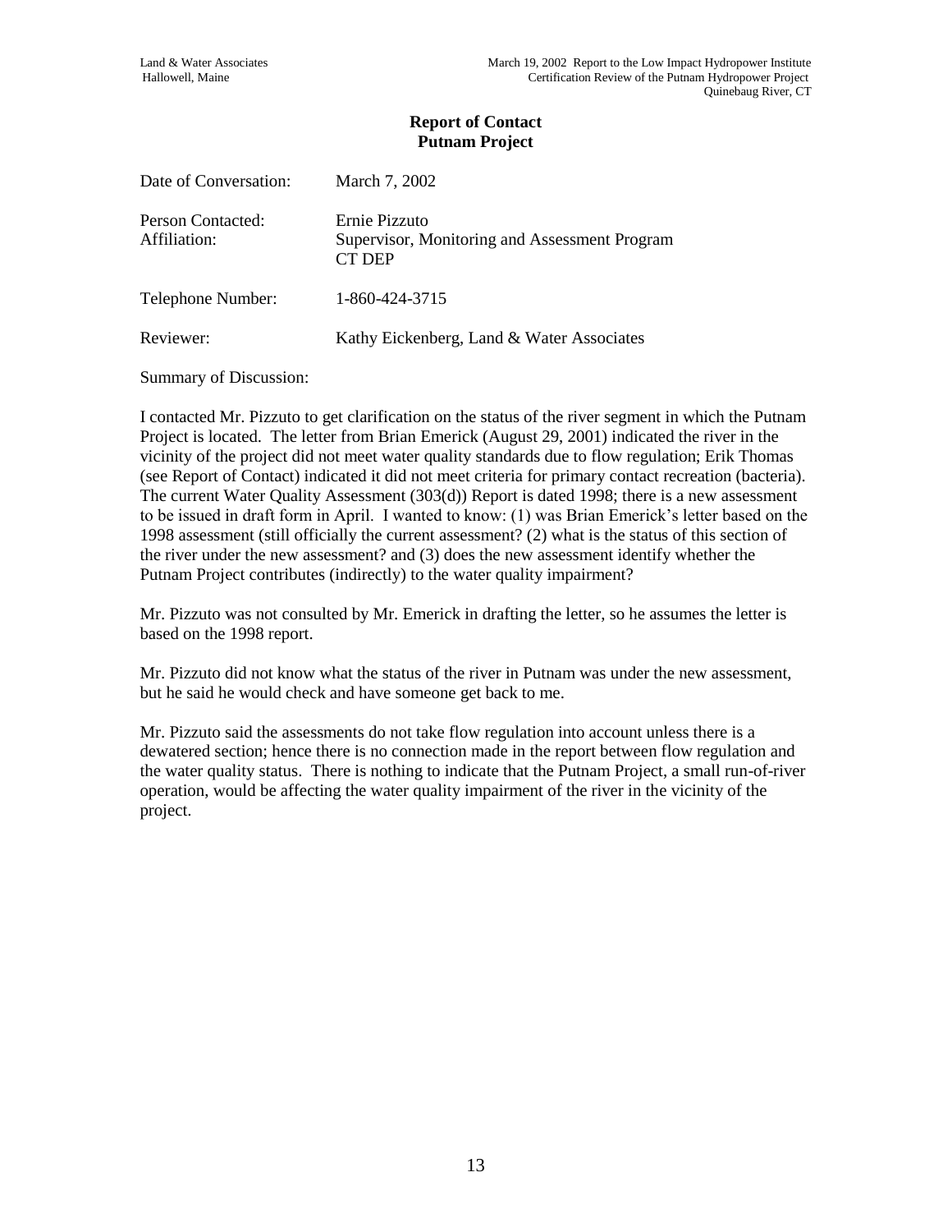## Report of Contact
## Putnam Project

| | |
|---|---|
| Date of Conversation: | March 7, 2002 |
| Person Contacted: | Ernie Pizzuto |
| Affiliation: | Supervisor, Monitoring and Assessment Program<br>CT DEP |
| Telephone Number: | 1-860-424-3715 |
| Reviewer: | Kathy Eickenberg, Land & Water Associates |

Summary of Discussion:

I contacted Mr. Pizzuto to get clarification on the status of the river segment in which the Putnam Project is located. The letter from Brian Emerick (August 29, 2001) indicated the river in the vicinity of the project did not meet water quality standards due to flow regulation; Erik Thomas (see Report of Contact) indicated it did not meet criteria for primary contact recreation (bacteria). The current Water Quality Assessment (303(d)) Report is dated 1998; there is a new assessment to be issued in draft form in April. I wanted to know: (1) was Brian Emerick's letter based on the 1998 assessment (still officially the current assessment? (2) what is the status of this section of the river under the new assessment? and (3) does the new assessment identify whether the Putnam Project contributes (indirectly) to the water quality impairment?

Mr. Pizzuto was not consulted by Mr. Emerick in drafting the letter, so he assumes the letter is based on the 1998 report.

Mr. Pizzuto did not know what the status of the river in Putnam was under the new assessment, but he said he would check and have someone get back to me.

Mr. Pizzuto said the assessments do not take flow regulation into account unless there is a dewatered section; hence there is no connection made in the report between flow regulation and the water quality status. There is nothing to indicate that the Putnam Project, a small run-of-river operation, would be affecting the water quality impairment of the river in the vicinity of the project.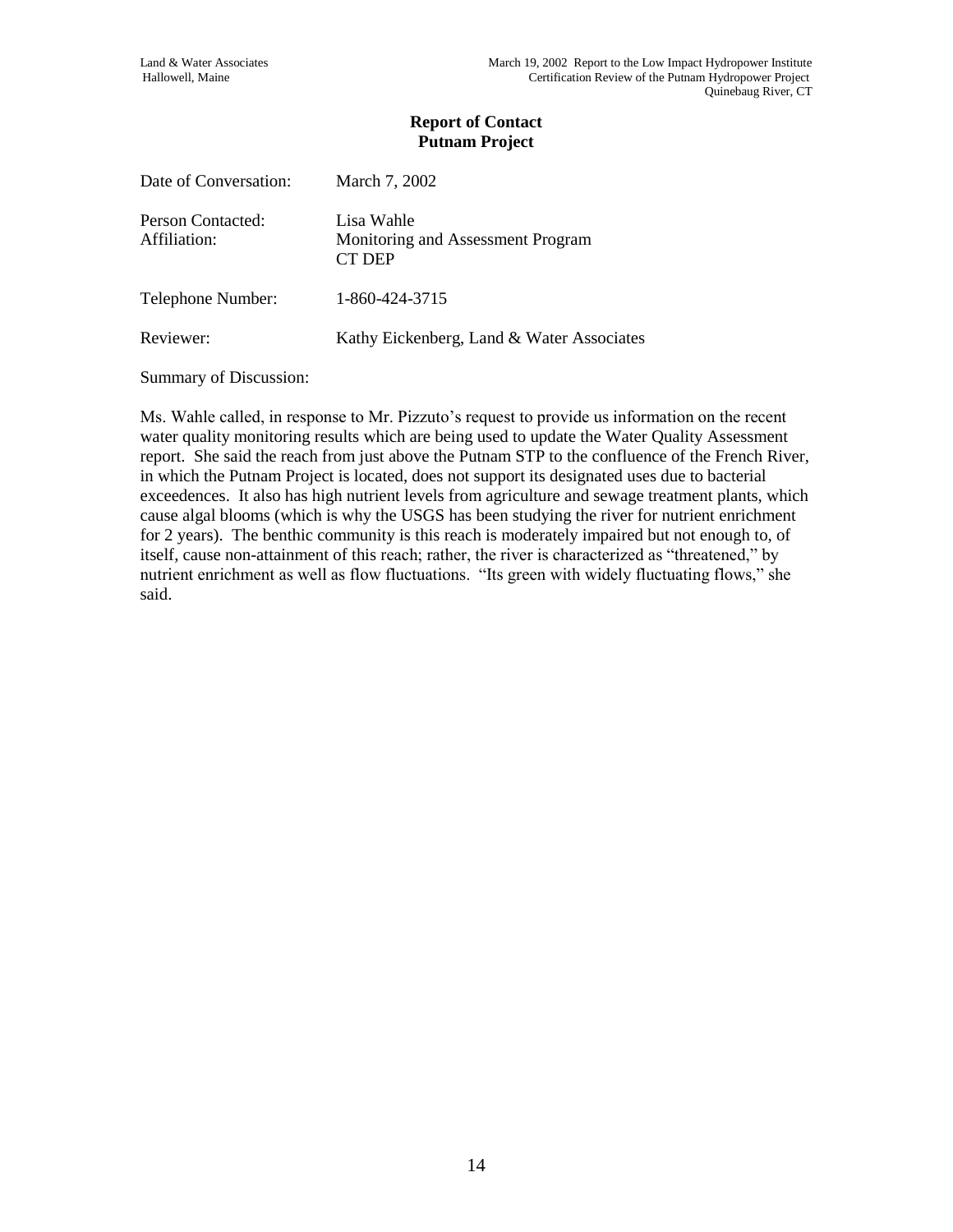**Report of Contact**
**Putnam Project**

| | |
|---|---|
| Date of Conversation: | March 7, 2002 |
| Person Contacted: | Lisa Wahle |
| Affiliation: | Monitoring and Assessment Program<br>CT DEP |
| Telephone Number: | 1-860-424-3715 |
| Reviewer: | Kathy Eickenberg, Land & Water Associates |

Summary of Discussion:

Ms. Wahle called, in response to Mr. Pizzuto's request to provide us information on the recent water quality monitoring results which are being used to update the Water Quality Assessment report. She said the reach from just above the Putnam STP to the confluence of the French River, in which the Putnam Project is located, does not support its designated uses due to bacterial exceedences. It also has high nutrient levels from agriculture and sewage treatment plants, which cause algal blooms (which is why the USGS has been studying the river for nutrient enrichment for 2 years). The benthic community is this reach is moderately impaired but not enough to, of itself, cause non-attainment of this reach; rather, the river is characterized as "threatened," by nutrient enrichment as well as flow fluctuations. "Its green with widely fluctuating flows," she said.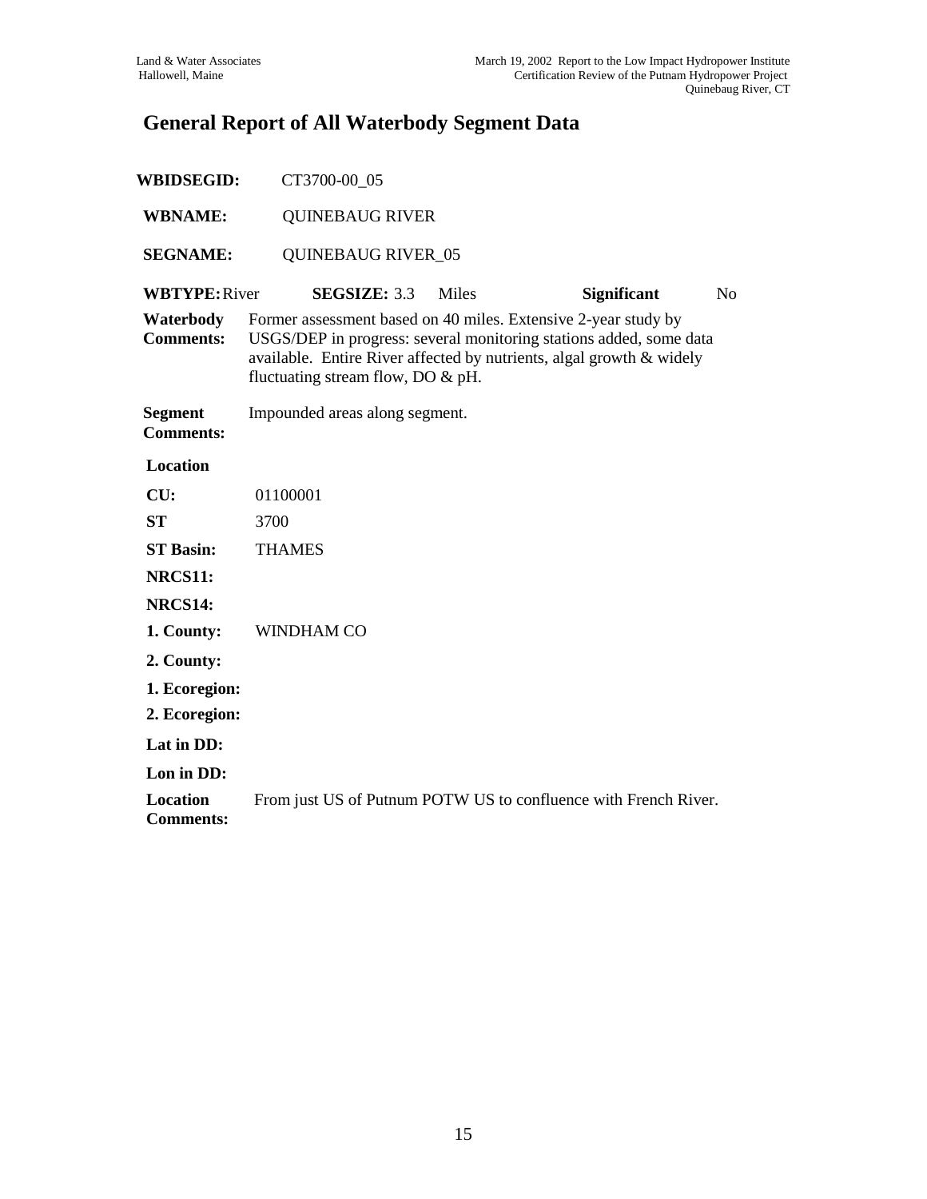## General Report of All Waterbody Segment Data

**WBIDSEGID:** CT3700-00_05

**WBNAME:** QUINEBAUG RIVER

**SEGNAME:** QUINEBAUG RIVER_05

**WBTYPE:** River **SEGSIZE:** 3.3 Miles **Significant** No

**Waterbody Comments:** Former assessment based on 40 miles. Extensive 2-year study by USGS/DEP in progress: several monitoring stations added, some data available. Entire River affected by nutrients, algal growth & widely fluctuating stream flow, DO & pH.

**Segment Comments:** Impounded areas along segment.

**Location**

**CU:** 01100001

**ST** 3700

**ST Basin:** THAMES

**NRCS11:**

**NRCS14:**

**1. County:** WINDHAM CO

**2. County:**

**1. Ecoregion:**

**2. Ecoregion:**

**Lat in DD:**

**Lon in DD:**

**Location Comments:** From just US of Putnum POTW US to confluence with French River.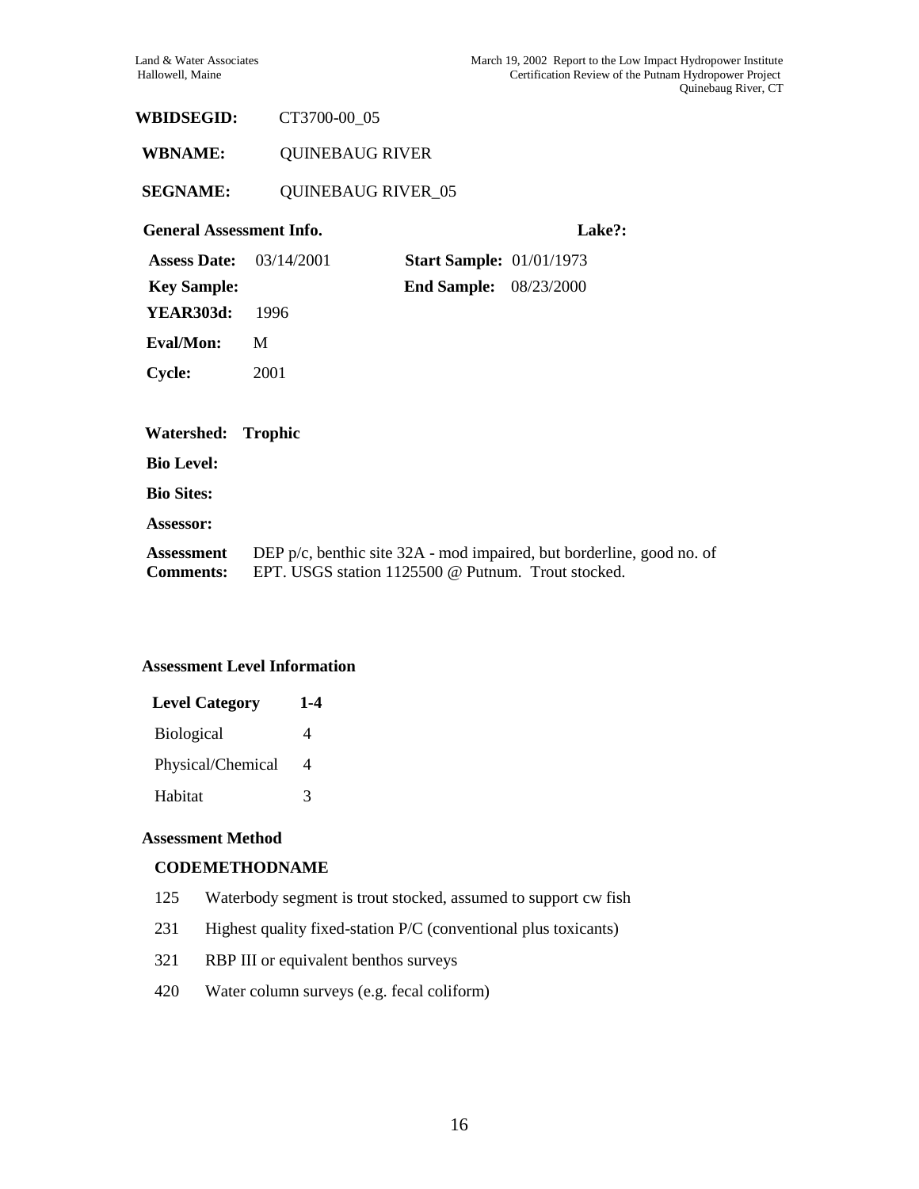**WBIDSEGID:** CT3700-00_05

**WBNAME:** QUINEBAUG RIVER

**SEGNAME:** QUINEBAUG RIVER_05

**General Assessment Info.** **Lake?:**

| | | | |
|---|---|---|---|
| **Assess Date:** | 03/14/2001 | **Start Sample:** | 01/01/1973 |
| **Key Sample:** | | **End Sample:** | 08/23/2000 |
| **YEAR303d:** | 1996 | | |
| **Eval/Mon:** | M | | |
| **Cycle:** | 2001 | | |

**Watershed: Trophic**

**Bio Level:**

**Bio Sites:**

**Assessor:**

**Assessment Comments:** DEP p/c, benthic site 32A - mod impaired, but borderline, good no. of EPT. USGS station 1125500 @ Putnum. Trout stocked.

**Assessment Level Information**

| Level Category | 1-4 |
|---|---|
| Biological | 4 |
| Physical/Chemical | 4 |
| Habitat | 3 |

**Assessment Method**

| CODE | METHODNAME |
|---|---|
| 125 | Waterbody segment is trout stocked, assumed to support cw fish |
| 231 | Highest quality fixed-station P/C (conventional plus toxicants) |
| 321 | RBP III or equivalent benthos surveys |
| 420 | Water column surveys (e.g. fecal coliform) |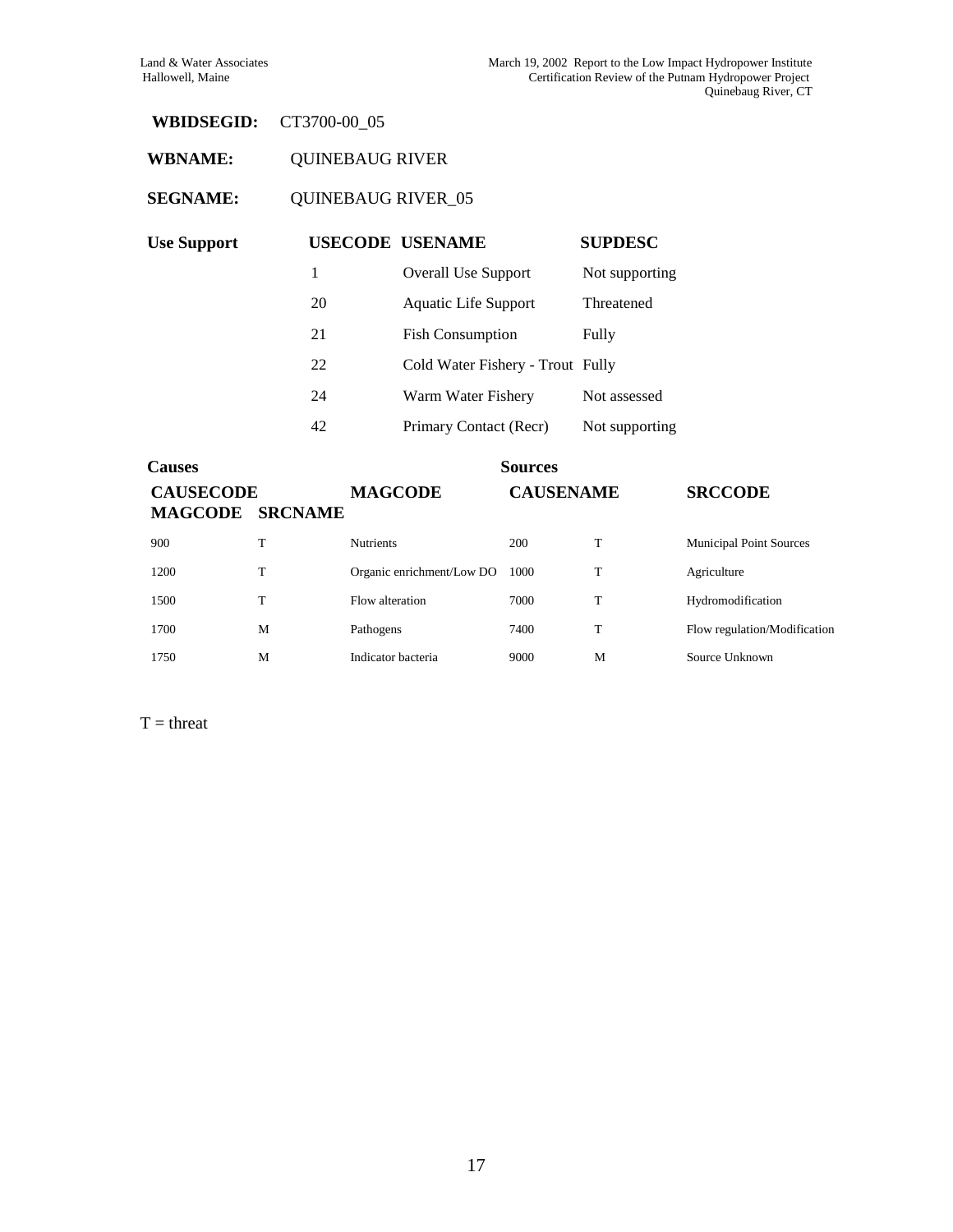**WBIDSEGID:** CT3700-00_05

**WBNAME:** QUINEBAUG RIVER

**SEGNAME:** QUINEBAUG RIVER_05

**Use Support**

| USECODE | USENAME | SUPDESC |
|---|---|---|
| 1 | Overall Use Support | Not supporting |
| 20 | Aquatic Life Support | Threatened |
| 21 | Fish Consumption | Fully |
| 22 | Cold Water Fishery - Trout | Fully |
| 24 | Warm Water Fishery | Not assessed |
| 42 | Primary Contact (Recr) | Not supporting |

| Causes | | | Sources | | |
|---|---|---|---|---|---|
| CAUSECODE | MAGCODE | CAUSENAME | SRCCODE | MAGCODE | SRCNAME |
| 900 | T | Nutrients | 200 | T | Municipal Point Sources |
| 1200 | T | Organic enrichment/Low DO | 1000 | T | Agriculture |
| 1500 | T | Flow alteration | 7000 | T | Hydromodification |
| 1700 | M | Pathogens | 7400 | T | Flow regulation/Modification |
| 1750 | M | Indicator bacteria | 9000 | M | Source Unknown |

T = threat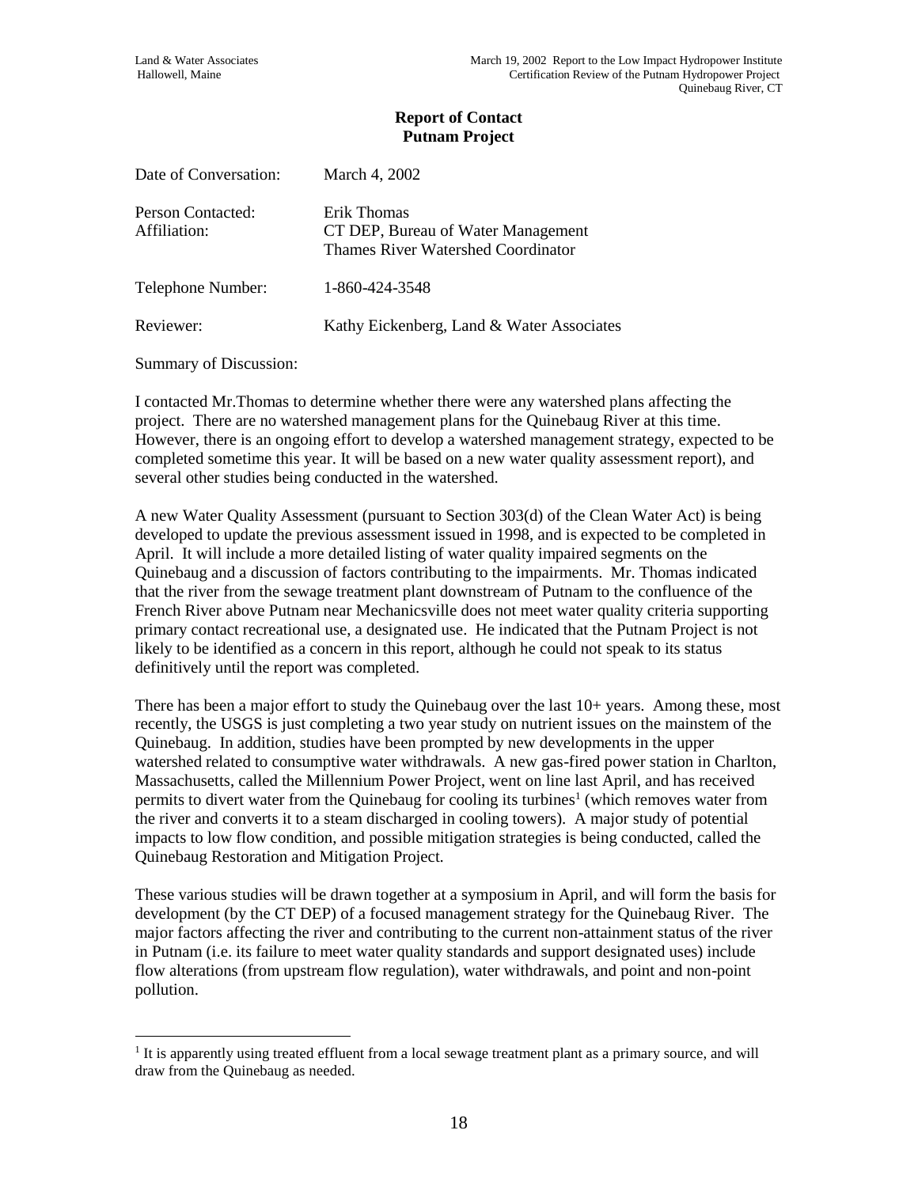## Report of Contact
## Putnam Project

| | |
|---|---|
| Date of Conversation: | March 4, 2002 |
| Person Contacted: | Erik Thomas |
| Affiliation: | CT DEP, Bureau of Water Management<br>Thames River Watershed Coordinator |
| Telephone Number: | 1-860-424-3548 |
| Reviewer: | Kathy Eickenberg, Land & Water Associates |

Summary of Discussion:

I contacted Mr.Thomas to determine whether there were any watershed plans affecting the project. There are no watershed management plans for the Quinebaug River at this time. However, there is an ongoing effort to develop a watershed management strategy, expected to be completed sometime this year. It will be based on a new water quality assessment report), and several other studies being conducted in the watershed.

A new Water Quality Assessment (pursuant to Section 303(d) of the Clean Water Act) is being developed to update the previous assessment issued in 1998, and is expected to be completed in April. It will include a more detailed listing of water quality impaired segments on the Quinebaug and a discussion of factors contributing to the impairments. Mr. Thomas indicated that the river from the sewage treatment plant downstream of Putnam to the confluence of the French River above Putnam near Mechanicsville does not meet water quality criteria supporting primary contact recreational use, a designated use. He indicated that the Putnam Project is not likely to be identified as a concern in this report, although he could not speak to its status definitively until the report was completed.

There has been a major effort to study the Quinebaug over the last 10+ years. Among these, most recently, the USGS is just completing a two year study on nutrient issues on the mainstem of the Quinebaug. In addition, studies have been prompted by new developments in the upper watershed related to consumptive water withdrawals. A new gas-fired power station in Charlton, Massachusetts, called the Millennium Power Project, went on line last April, and has received permits to divert water from the Quinebaug for cooling its turbines[1] (which removes water from the river and converts it to a steam discharged in cooling towers). A major study of potential impacts to low flow condition, and possible mitigation strategies is being conducted, called the Quinebaug Restoration and Mitigation Project.

These various studies will be drawn together at a symposium in April, and will form the basis for development (by the CT DEP) of a focused management strategy for the Quinebaug River. The major factors affecting the river and contributing to the current non-attainment status of the river in Putnam (i.e. its failure to meet water quality standards and support designated uses) include flow alterations (from upstream flow regulation), water withdrawals, and point and non-point pollution.

[1] It is apparently using treated effluent from a local sewage treatment plant as a primary source, and will draw from the Quinebaug as needed.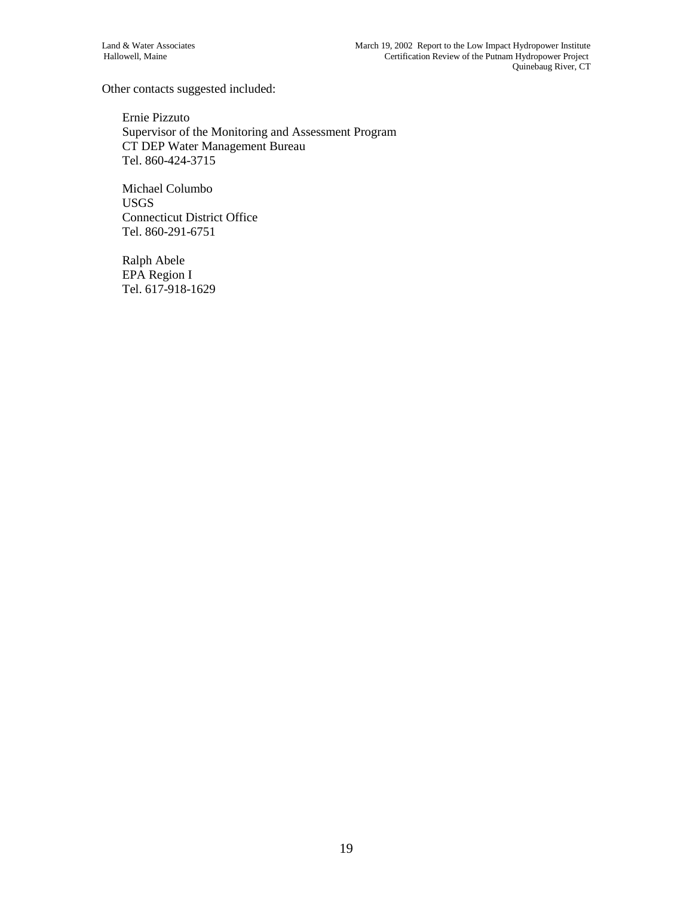Other contacts suggested included:

Ernie Pizzuto
Supervisor of the Monitoring and Assessment Program
CT DEP Water Management Bureau
Tel. 860-424-3715

Michael Columbo
USGS
Connecticut District Office
Tel. 860-291-6751

Ralph Abele
EPA Region I
Tel. 617-918-1629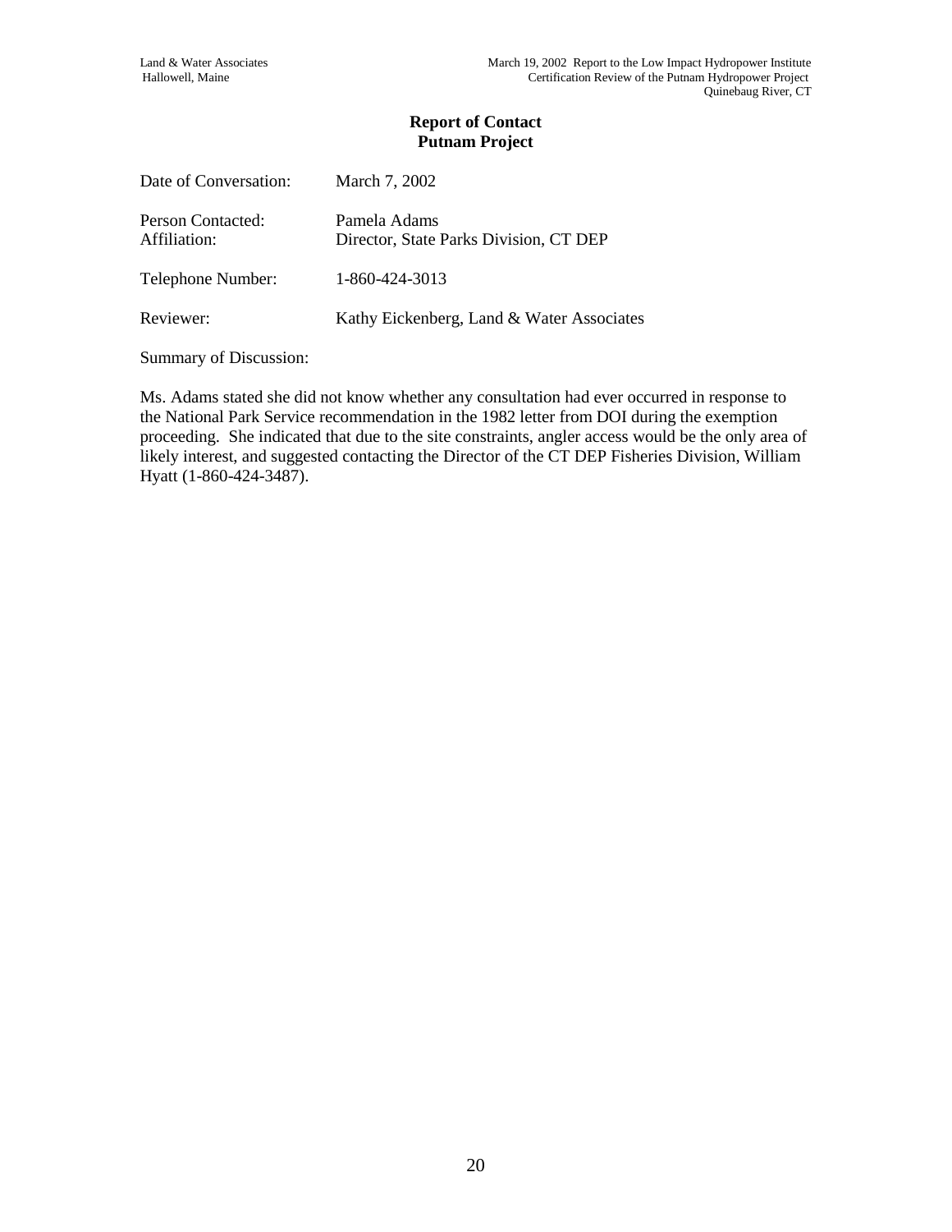## Report of Contact
## Putnam Project

Date of Conversation: March 7, 2002

Person Contacted: Pamela Adams
Affiliation: Director, State Parks Division, CT DEP

Telephone Number: 1-860-424-3013

Reviewer: Kathy Eickenberg, Land & Water Associates

Summary of Discussion:

Ms. Adams stated she did not know whether any consultation had ever occurred in response to the National Park Service recommendation in the 1982 letter from DOI during the exemption proceeding. She indicated that due to the site constraints, angler access would be the only area of likely interest, and suggested contacting the Director of the CT DEP Fisheries Division, William Hyatt (1-860-424-3487).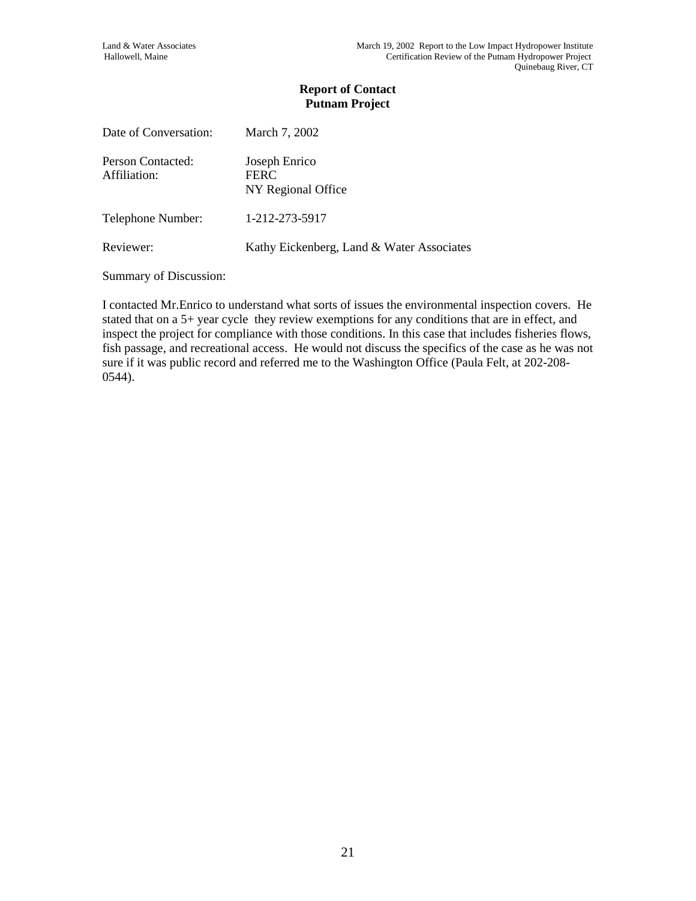**Report of Contact**
**Putnam Project**

Date of Conversation: March 7, 2002

Person Contacted: Joseph Enrico
Affiliation: FERC
NY Regional Office

Telephone Number: 1-212-273-5917

Reviewer: Kathy Eickenberg, Land & Water Associates

Summary of Discussion:

I contacted Mr.Enrico to understand what sorts of issues the environmental inspection covers. He stated that on a 5+ year cycle they review exemptions for any conditions that are in effect, and inspect the project for compliance with those conditions. In this case that includes fisheries flows, fish passage, and recreational access. He would not discuss the specifics of the case as he was not sure if it was public record and referred me to the Washington Office (Paula Felt, at 202-208-0544).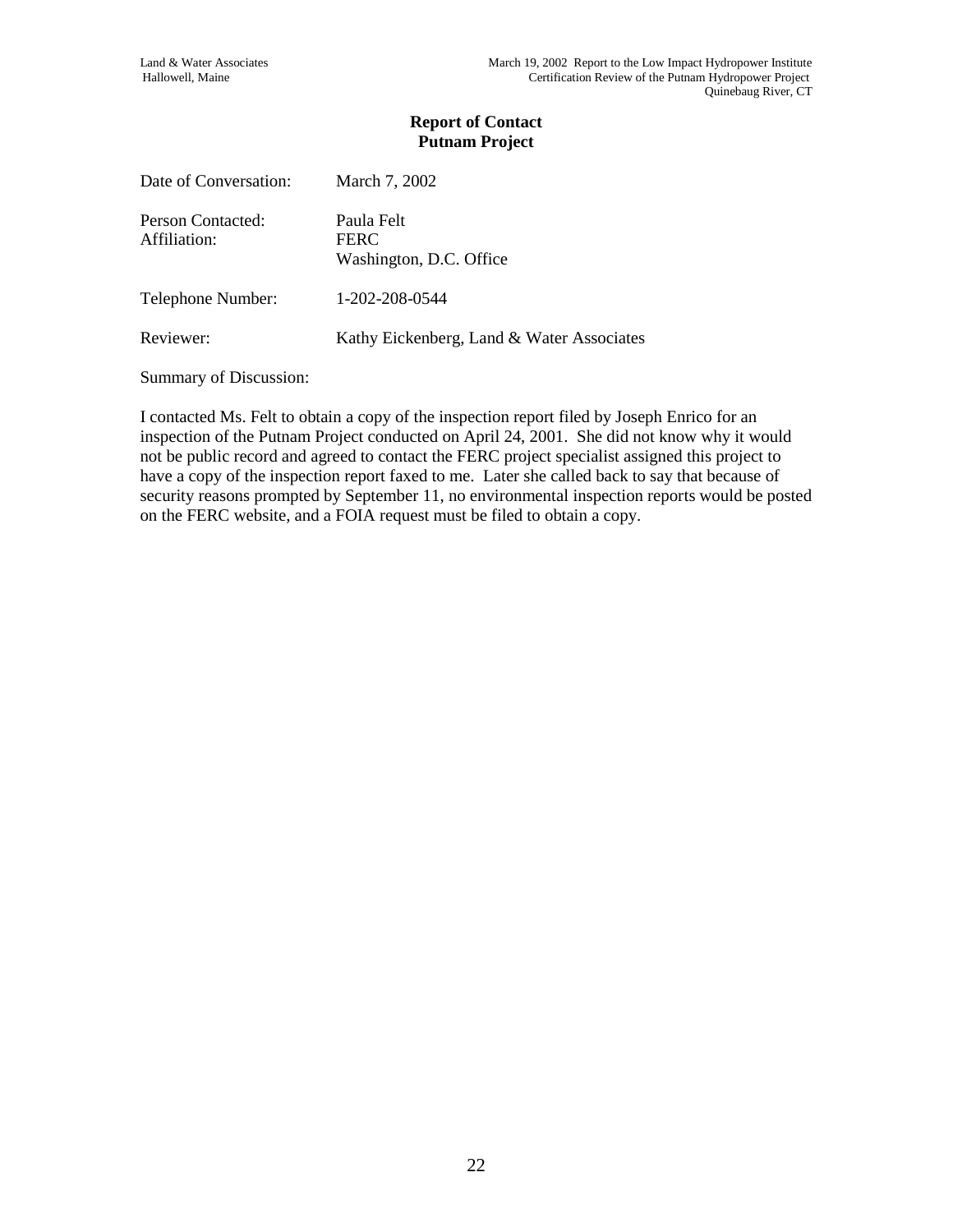**Report of Contact**
**Putnam Project**

Date of Conversation: March 7, 2002

Person Contacted: Paula Felt
Affiliation: FERC
Washington, D.C. Office

Telephone Number: 1-202-208-0544

Reviewer: Kathy Eickenberg, Land & Water Associates

Summary of Discussion:

I contacted Ms. Felt to obtain a copy of the inspection report filed by Joseph Enrico for an inspection of the Putnam Project conducted on April 24, 2001. She did not know why it would not be public record and agreed to contact the FERC project specialist assigned this project to have a copy of the inspection report faxed to me. Later she called back to say that because of security reasons prompted by September 11, no environmental inspection reports would be posted on the FERC website, and a FOIA request must be filed to obtain a copy.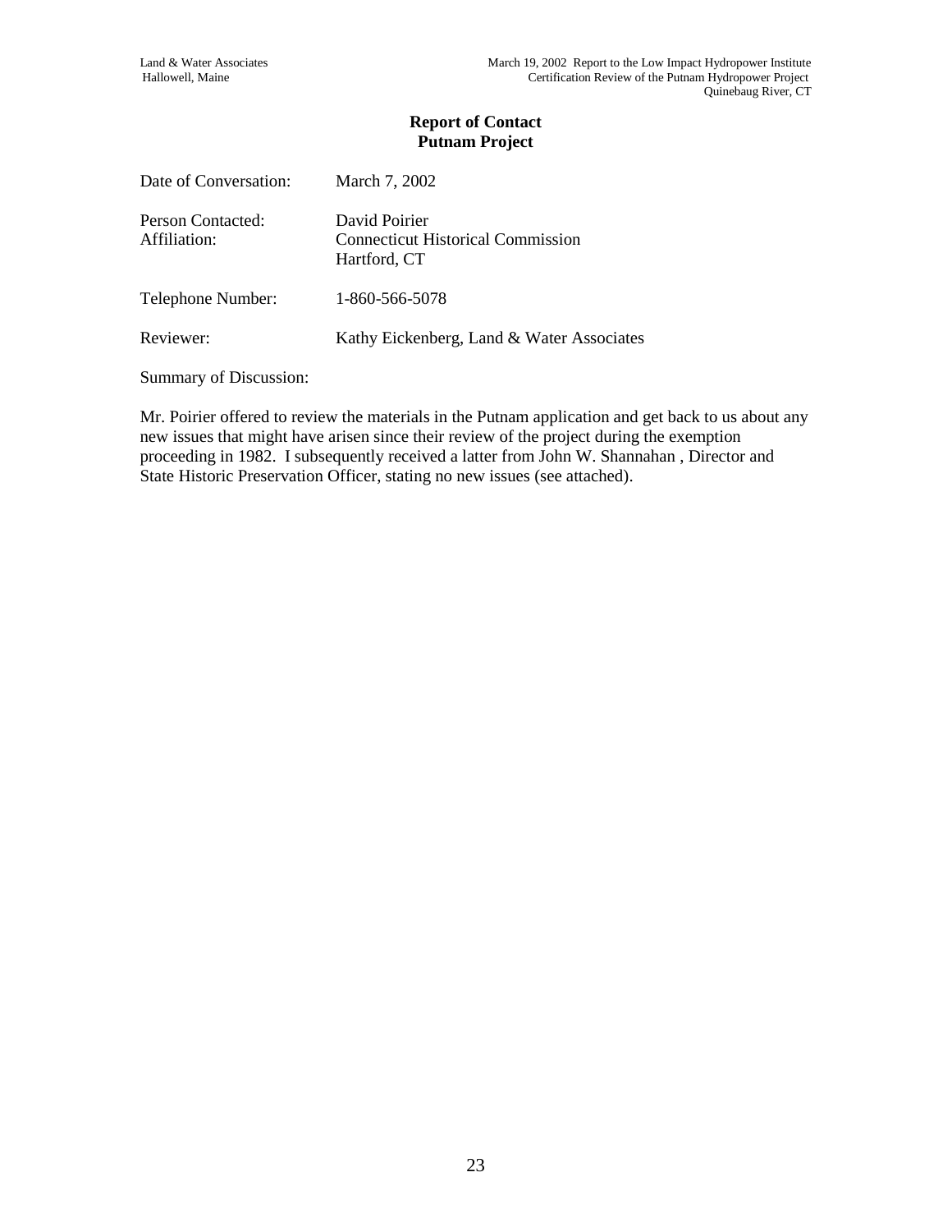**Report of Contact**
**Putnam Project**

Date of Conversation: March 7, 2002

Person Contacted: David Poirier
Affiliation: Connecticut Historical Commission
Hartford, CT

Telephone Number: 1-860-566-5078

Reviewer: Kathy Eickenberg, Land & Water Associates

Summary of Discussion:

Mr. Poirier offered to review the materials in the Putnam application and get back to us about any new issues that might have arisen since their review of the project during the exemption proceeding in 1982. I subsequently received a latter from John W. Shannahan , Director and State Historic Preservation Officer, stating no new issues (see attached).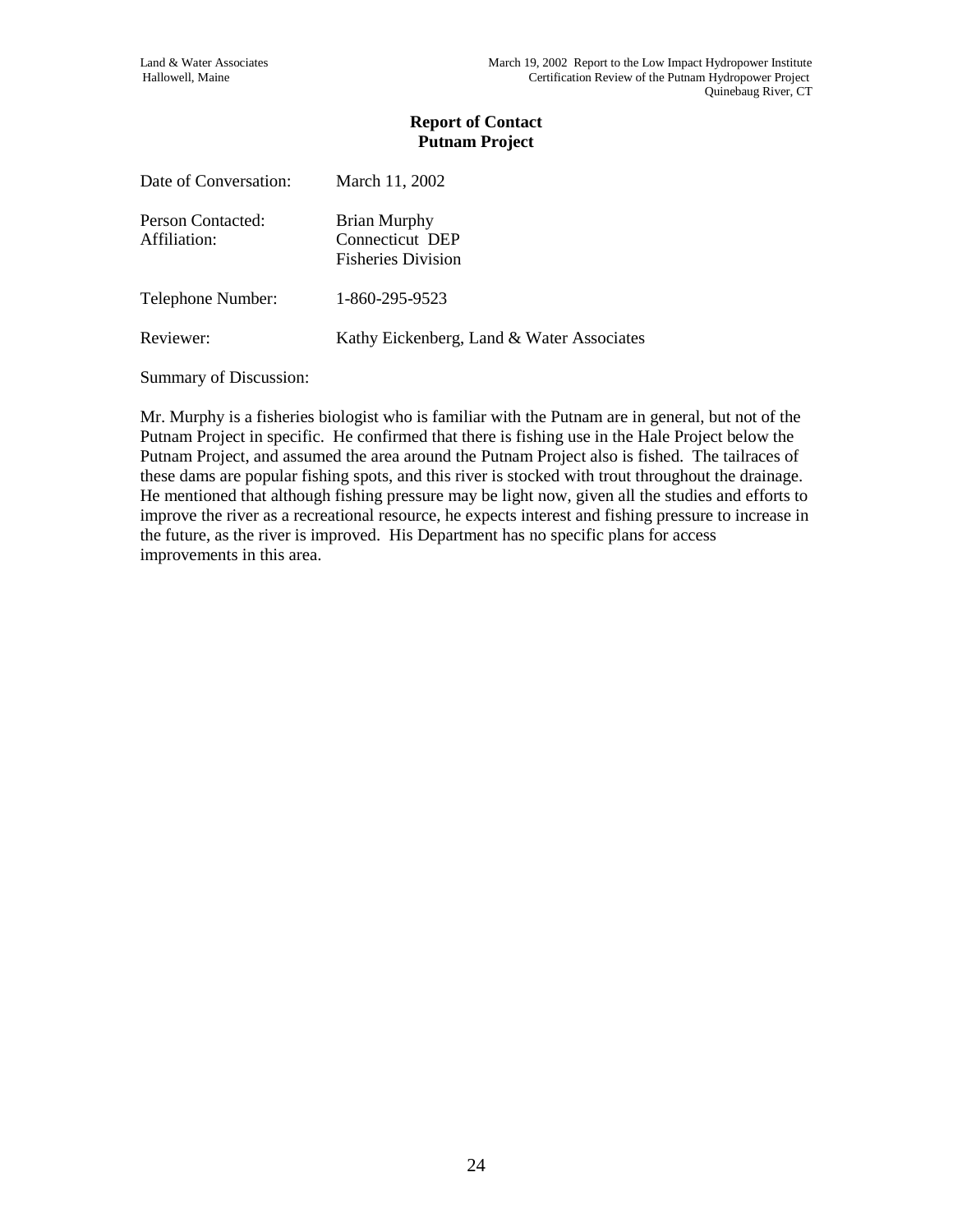**Report of Contact**
**Putnam Project**

Date of Conversation: March 11, 2002

Person Contacted: Brian Murphy
Affiliation: Connecticut DEP
Fisheries Division

Telephone Number: 1-860-295-9523

Reviewer: Kathy Eickenberg, Land & Water Associates

Summary of Discussion:

Mr. Murphy is a fisheries biologist who is familiar with the Putnam are in general, but not of the Putnam Project in specific. He confirmed that there is fishing use in the Hale Project below the Putnam Project, and assumed the area around the Putnam Project also is fished. The tailraces of these dams are popular fishing spots, and this river is stocked with trout throughout the drainage. He mentioned that although fishing pressure may be light now, given all the studies and efforts to improve the river as a recreational resource, he expects interest and fishing pressure to increase in the future, as the river is improved. His Department has no specific plans for access improvements in this area.